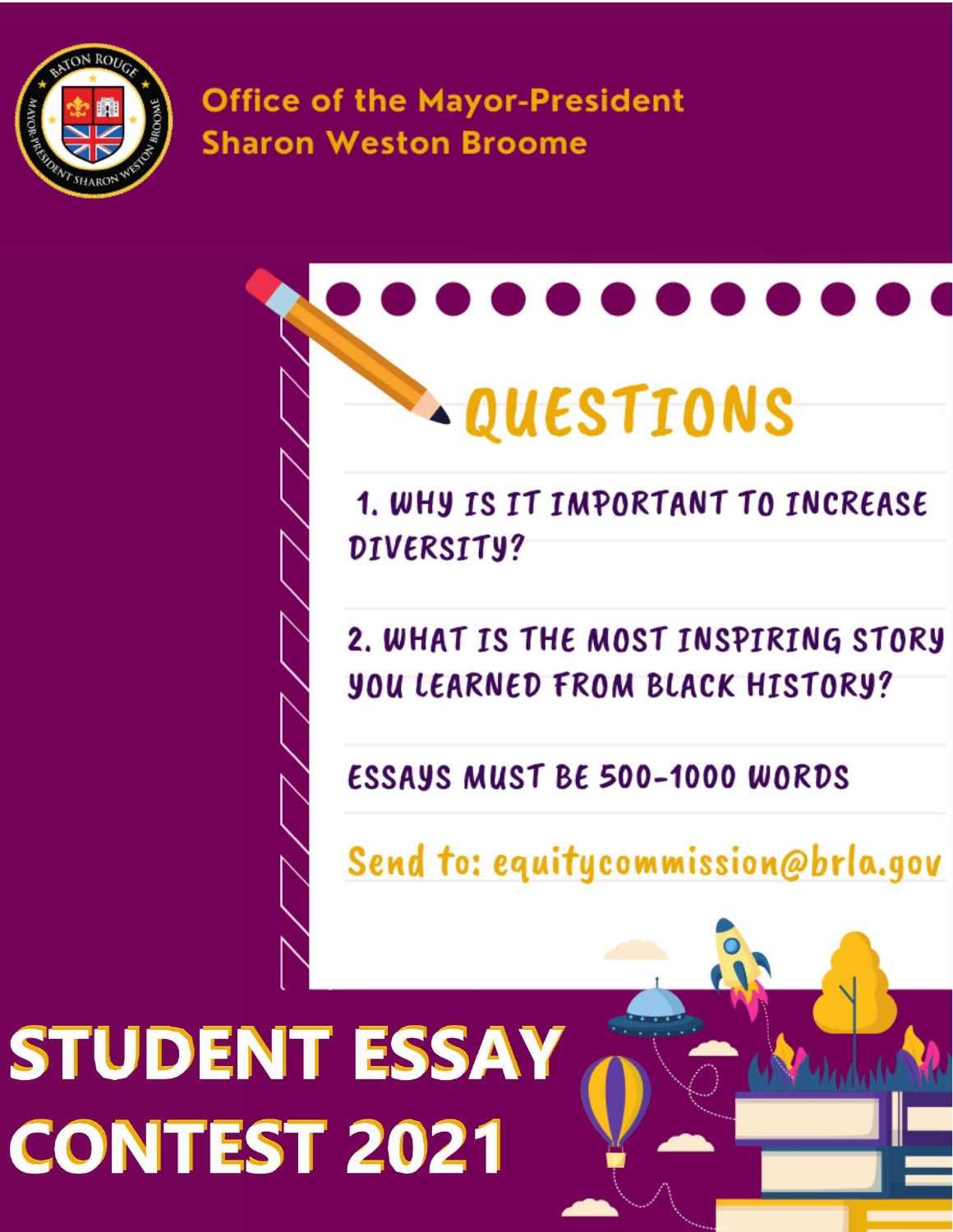Office of the Mayor-President
Sharon Weston Broome

## QUESTIONS

1. WHY IS IT IMPORTANT TO INCREASE DIVERSITY?

2. WHAT IS THE MOST INSPIRING STORY YOU LEARNED FROM BLACK HISTORY?

ESSAYS MUST BE 500-1000 WORDS

Send to: equitycommission@brla.gov

# STUDENT ESSAY CONTEST 2021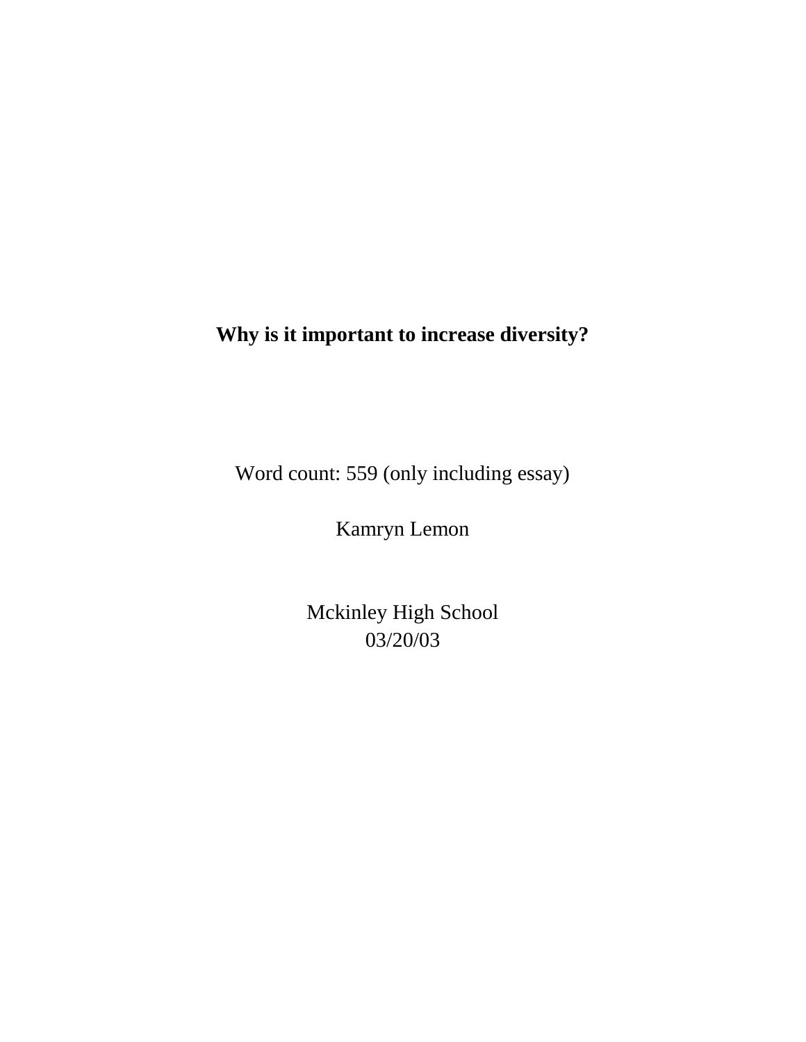# Why is it important to increase diversity?

Word count: 559 (only including essay)

Kamryn Lemon

Mckinley High School
03/20/03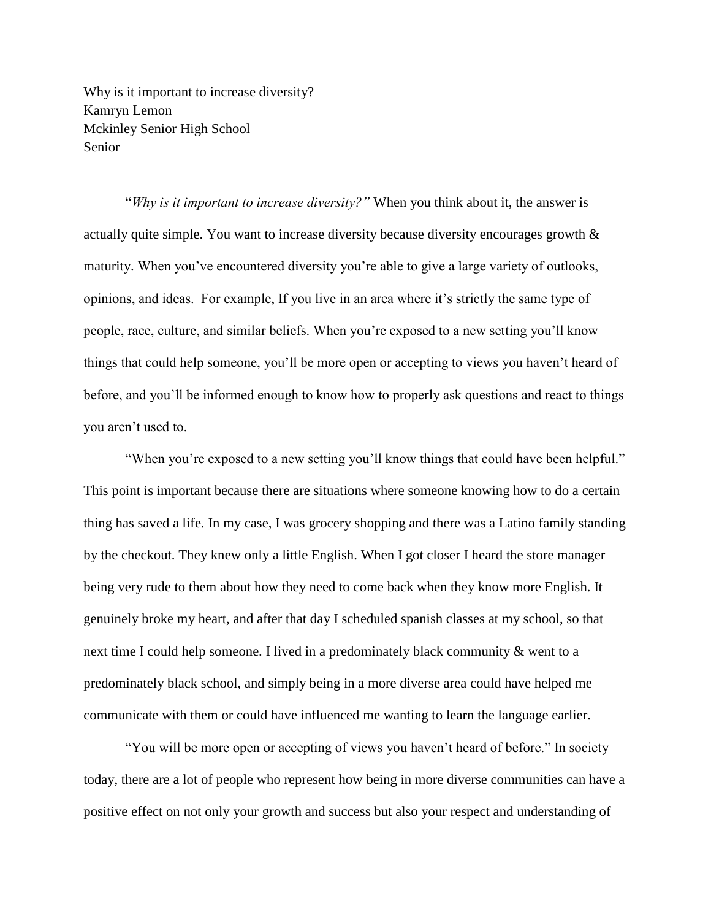Why is it important to increase diversity?
Kamryn Lemon
Mckinley Senior High School
Senior

"*Why is it important to increase diversity?"* When you think about it, the answer is actually quite simple. You want to increase diversity because diversity encourages growth & maturity. When you've encountered diversity you're able to give a large variety of outlooks, opinions, and ideas. For example, If you live in an area where it's strictly the same type of people, race, culture, and similar beliefs. When you're exposed to a new setting you'll know things that could help someone, you'll be more open or accepting to views you haven't heard of before, and you'll be informed enough to know how to properly ask questions and react to things you aren't used to.

"When you're exposed to a new setting you'll know things that could have been helpful." This point is important because there are situations where someone knowing how to do a certain thing has saved a life. In my case, I was grocery shopping and there was a Latino family standing by the checkout. They knew only a little English. When I got closer I heard the store manager being very rude to them about how they need to come back when they know more English. It genuinely broke my heart, and after that day I scheduled spanish classes at my school, so that next time I could help someone. I lived in a predominately black community & went to a predominately black school, and simply being in a more diverse area could have helped me communicate with them or could have influenced me wanting to learn the language earlier.

"You will be more open or accepting of views you haven't heard of before." In society today, there are a lot of people who represent how being in more diverse communities can have a positive effect on not only your growth and success but also your respect and understanding of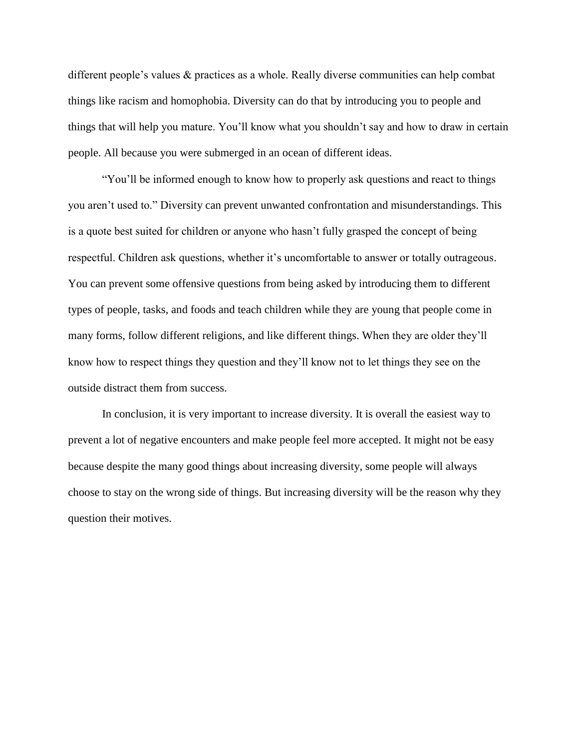different people's values & practices as a whole. Really diverse communities can help combat things like racism and homophobia. Diversity can do that by introducing you to people and things that will help you mature. You'll know what you shouldn't say and how to draw in certain people. All because you were submerged in an ocean of different ideas.

"You'll be informed enough to know how to properly ask questions and react to things you aren't used to." Diversity can prevent unwanted confrontation and misunderstandings. This is a quote best suited for children or anyone who hasn't fully grasped the concept of being respectful. Children ask questions, whether it's uncomfortable to answer or totally outrageous. You can prevent some offensive questions from being asked by introducing them to different types of people, tasks, and foods and teach children while they are young that people come in many forms, follow different religions, and like different things. When they are older they'll know how to respect things they question and they'll know not to let things they see on the outside distract them from success.

In conclusion, it is very important to increase diversity. It is overall the easiest way to prevent a lot of negative encounters and make people feel more accepted. It might not be easy because despite the many good things about increasing diversity, some people will always choose to stay on the wrong side of things. But increasing diversity will be the reason why they question their motives.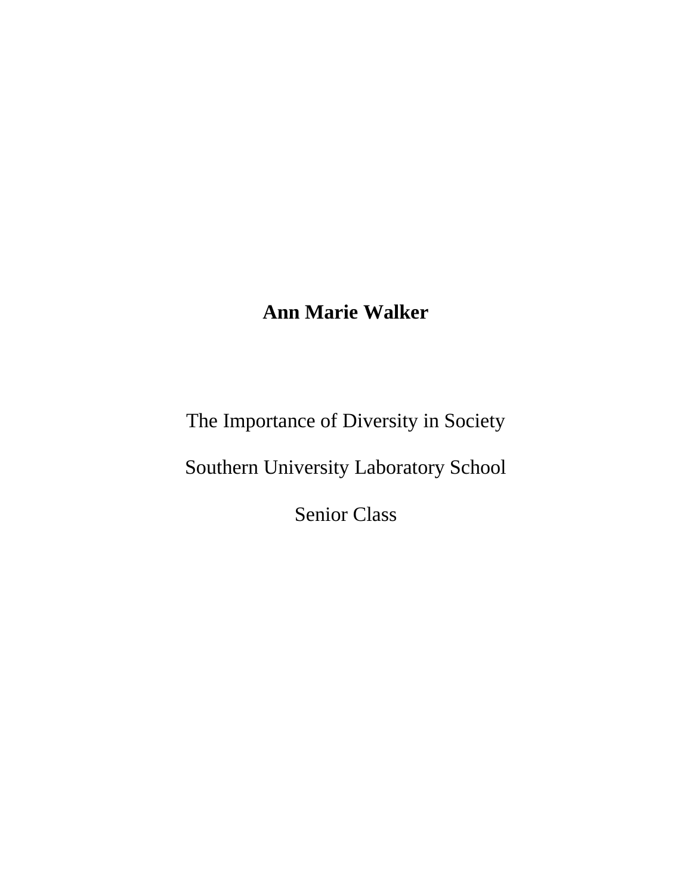**Ann Marie Walker**

The Importance of Diversity in Society

Southern University Laboratory School

Senior Class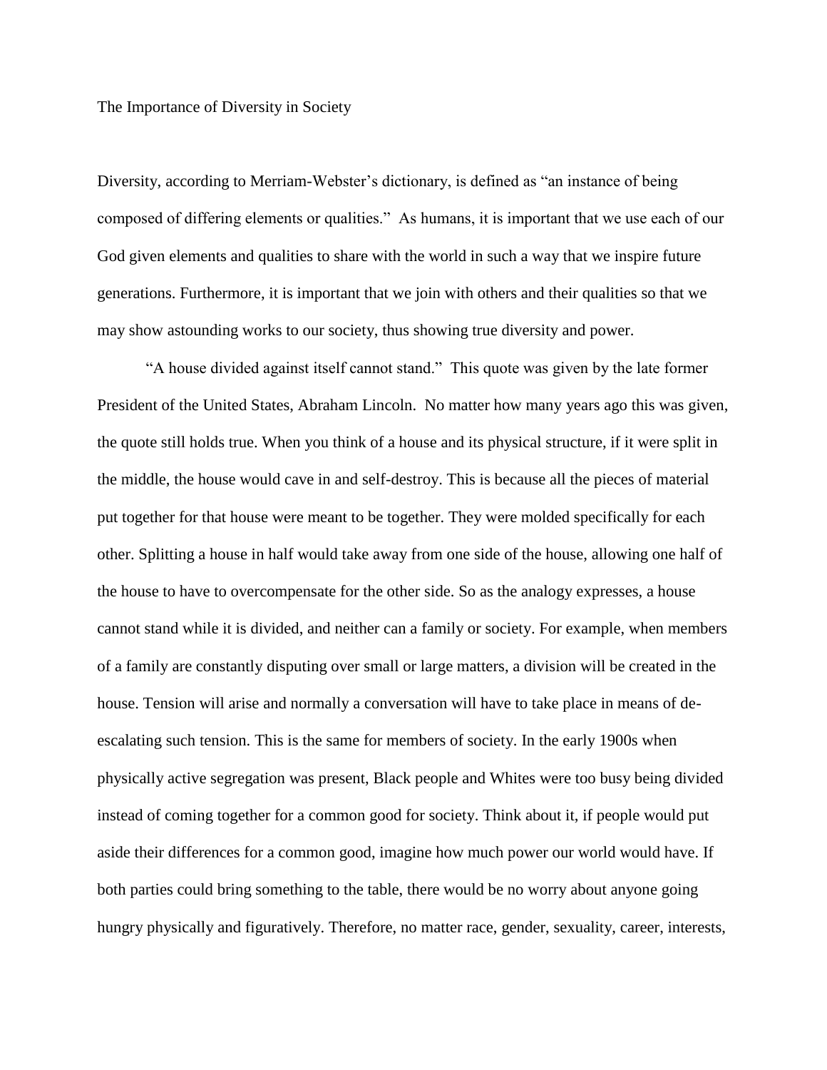The Importance of Diversity in Society

Diversity, according to Merriam-Webster's dictionary, is defined as "an instance of being composed of differing elements or qualities." As humans, it is important that we use each of our God given elements and qualities to share with the world in such a way that we inspire future generations. Furthermore, it is important that we join with others and their qualities so that we may show astounding works to our society, thus showing true diversity and power.

"A house divided against itself cannot stand." This quote was given by the late former President of the United States, Abraham Lincoln. No matter how many years ago this was given, the quote still holds true. When you think of a house and its physical structure, if it were split in the middle, the house would cave in and self-destroy. This is because all the pieces of material put together for that house were meant to be together. They were molded specifically for each other. Splitting a house in half would take away from one side of the house, allowing one half of the house to have to overcompensate for the other side. So as the analogy expresses, a house cannot stand while it is divided, and neither can a family or society. For example, when members of a family are constantly disputing over small or large matters, a division will be created in the house. Tension will arise and normally a conversation will have to take place in means of de-escalating such tension. This is the same for members of society. In the early 1900s when physically active segregation was present, Black people and Whites were too busy being divided instead of coming together for a common good for society. Think about it, if people would put aside their differences for a common good, imagine how much power our world would have. If both parties could bring something to the table, there would be no worry about anyone going hungry physically and figuratively. Therefore, no matter race, gender, sexuality, career, interests,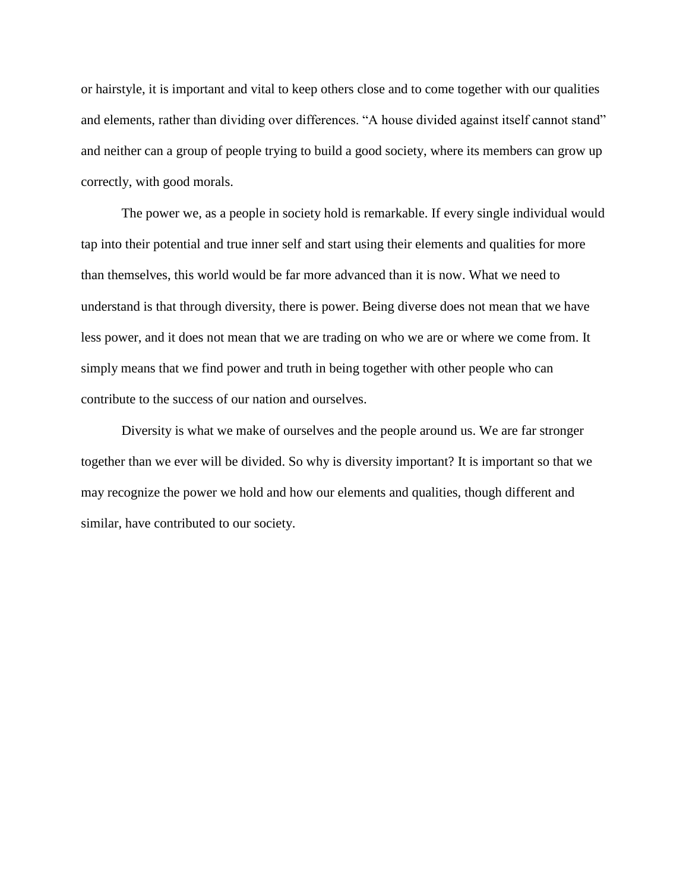or hairstyle, it is important and vital to keep others close and to come together with our qualities and elements, rather than dividing over differences. "A house divided against itself cannot stand" and neither can a group of people trying to build a good society, where its members can grow up correctly, with good morals.

The power we, as a people in society hold is remarkable. If every single individual would tap into their potential and true inner self and start using their elements and qualities for more than themselves, this world would be far more advanced than it is now. What we need to understand is that through diversity, there is power. Being diverse does not mean that we have less power, and it does not mean that we are trading on who we are or where we come from. It simply means that we find power and truth in being together with other people who can contribute to the success of our nation and ourselves.

Diversity is what we make of ourselves and the people around us. We are far stronger together than we ever will be divided. So why is diversity important? It is important so that we may recognize the power we hold and how our elements and qualities, though different and similar, have contributed to our society.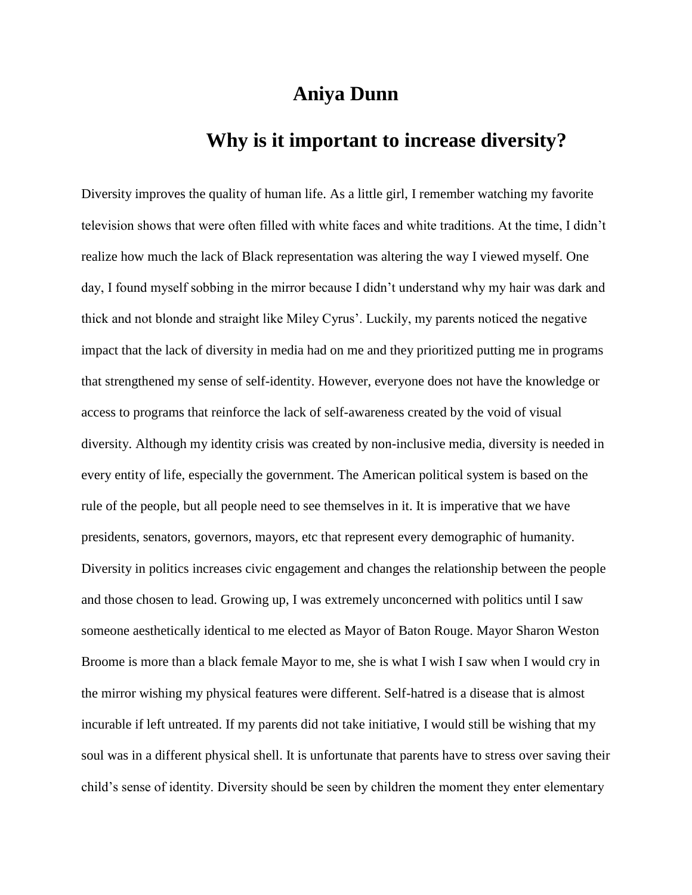# Aniya Dunn

## Why is it important to increase diversity?

Diversity improves the quality of human life. As a little girl, I remember watching my favorite television shows that were often filled with white faces and white traditions. At the time, I didn't realize how much the lack of Black representation was altering the way I viewed myself. One day, I found myself sobbing in the mirror because I didn't understand why my hair was dark and thick and not blonde and straight like Miley Cyrus'. Luckily, my parents noticed the negative impact that the lack of diversity in media had on me and they prioritized putting me in programs that strengthened my sense of self-identity. However, everyone does not have the knowledge or access to programs that reinforce the lack of self-awareness created by the void of visual diversity. Although my identity crisis was created by non-inclusive media, diversity is needed in every entity of life, especially the government. The American political system is based on the rule of the people, but all people need to see themselves in it. It is imperative that we have presidents, senators, governors, mayors, etc that represent every demographic of humanity. Diversity in politics increases civic engagement and changes the relationship between the people and those chosen to lead. Growing up, I was extremely unconcerned with politics until I saw someone aesthetically identical to me elected as Mayor of Baton Rouge. Mayor Sharon Weston Broome is more than a black female Mayor to me, she is what I wish I saw when I would cry in the mirror wishing my physical features were different. Self-hatred is a disease that is almost incurable if left untreated. If my parents did not take initiative, I would still be wishing that my soul was in a different physical shell. It is unfortunate that parents have to stress over saving their child's sense of identity. Diversity should be seen by children the moment they enter elementary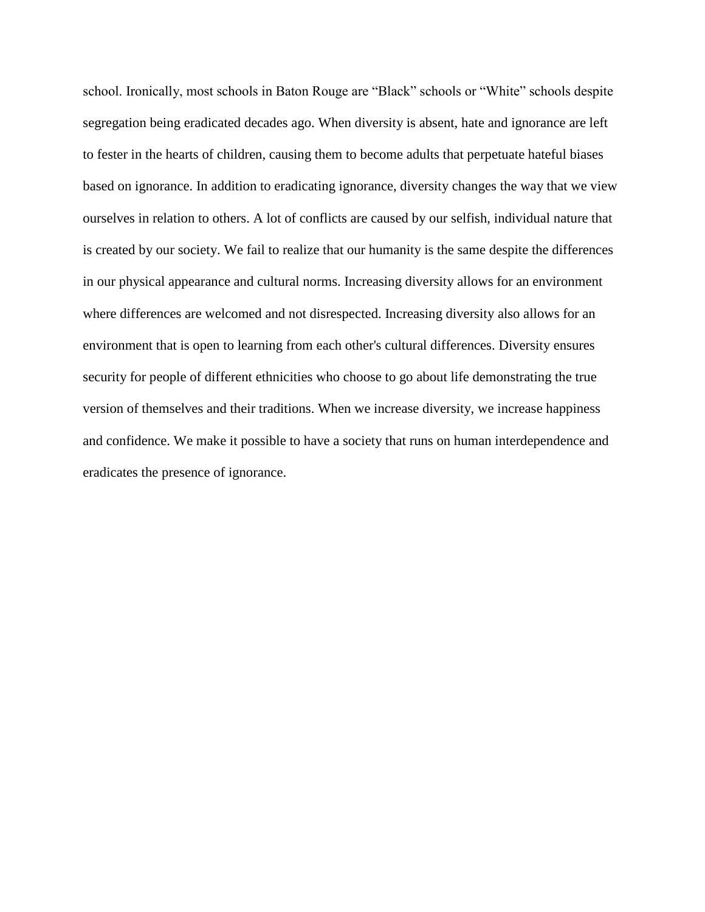school. Ironically, most schools in Baton Rouge are “Black” schools or “White” schools despite segregation being eradicated decades ago. When diversity is absent, hate and ignorance are left to fester in the hearts of children, causing them to become adults that perpetuate hateful biases based on ignorance. In addition to eradicating ignorance, diversity changes the way that we view ourselves in relation to others. A lot of conflicts are caused by our selfish, individual nature that is created by our society. We fail to realize that our humanity is the same despite the differences in our physical appearance and cultural norms. Increasing diversity allows for an environment where differences are welcomed and not disrespected. Increasing diversity also allows for an environment that is open to learning from each other's cultural differences. Diversity ensures security for people of different ethnicities who choose to go about life demonstrating the true version of themselves and their traditions. When we increase diversity, we increase happiness and confidence. We make it possible to have a society that runs on human interdependence and eradicates the presence of ignorance.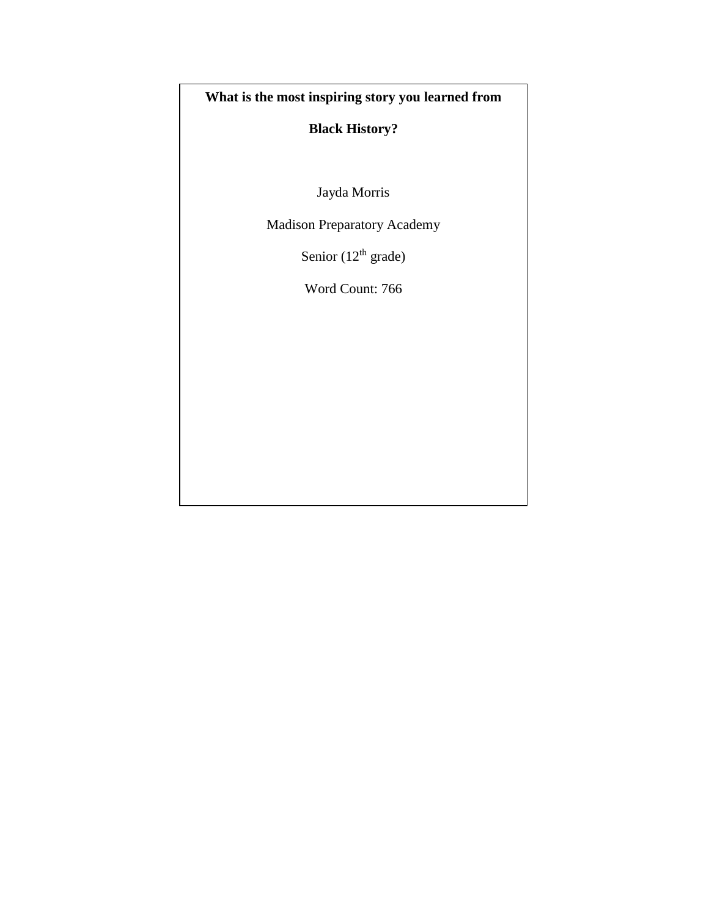**What is the most inspiring story you learned from Black History?**

Jayda Morris

Madison Preparatory Academy

Senior ($12^{th}$ grade)

Word Count: 766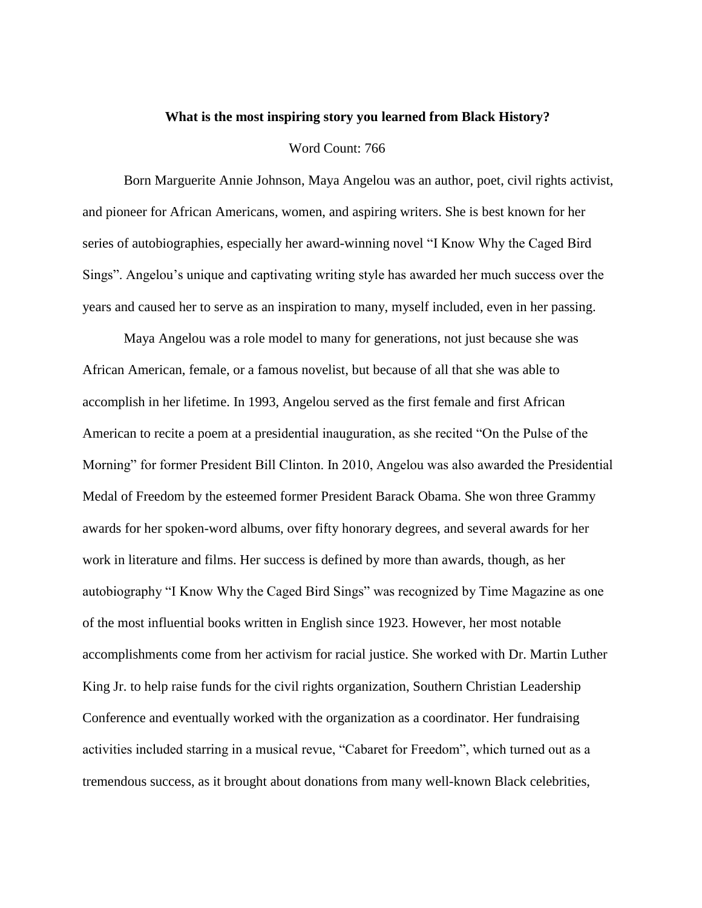**What is the most inspiring story you learned from Black History?**

Word Count: 766

Born Marguerite Annie Johnson, Maya Angelou was an author, poet, civil rights activist, and pioneer for African Americans, women, and aspiring writers. She is best known for her series of autobiographies, especially her award-winning novel “I Know Why the Caged Bird Sings”. Angelou’s unique and captivating writing style has awarded her much success over the years and caused her to serve as an inspiration to many, myself included, even in her passing.

Maya Angelou was a role model to many for generations, not just because she was African American, female, or a famous novelist, but because of all that she was able to accomplish in her lifetime. In 1993, Angelou served as the first female and first African American to recite a poem at a presidential inauguration, as she recited “On the Pulse of the Morning” for former President Bill Clinton. In 2010, Angelou was also awarded the Presidential Medal of Freedom by the esteemed former President Barack Obama. She won three Grammy awards for her spoken-word albums, over fifty honorary degrees, and several awards for her work in literature and films. Her success is defined by more than awards, though, as her autobiography “I Know Why the Caged Bird Sings” was recognized by Time Magazine as one of the most influential books written in English since 1923. However, her most notable accomplishments come from her activism for racial justice. She worked with Dr. Martin Luther King Jr. to help raise funds for the civil rights organization, Southern Christian Leadership Conference and eventually worked with the organization as a coordinator. Her fundraising activities included starring in a musical revue, “Cabaret for Freedom”, which turned out as a tremendous success, as it brought about donations from many well-known Black celebrities,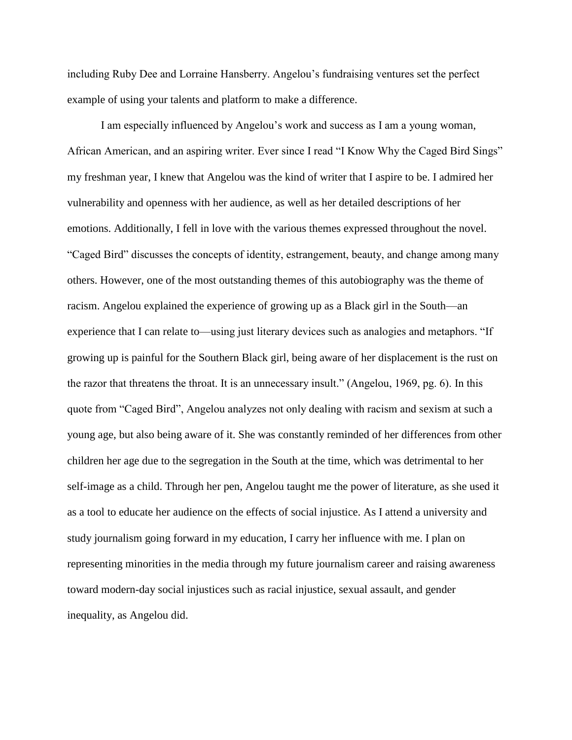including Ruby Dee and Lorraine Hansberry. Angelou's fundraising ventures set the perfect example of using your talents and platform to make a difference.

I am especially influenced by Angelou's work and success as I am a young woman, African American, and an aspiring writer. Ever since I read "I Know Why the Caged Bird Sings" my freshman year, I knew that Angelou was the kind of writer that I aspire to be. I admired her vulnerability and openness with her audience, as well as her detailed descriptions of her emotions. Additionally, I fell in love with the various themes expressed throughout the novel. "Caged Bird" discusses the concepts of identity, estrangement, beauty, and change among many others. However, one of the most outstanding themes of this autobiography was the theme of racism. Angelou explained the experience of growing up as a Black girl in the South—an experience that I can relate to—using just literary devices such as analogies and metaphors. "If growing up is painful for the Southern Black girl, being aware of her displacement is the rust on the razor that threatens the throat. It is an unnecessary insult." (Angelou, 1969, pg. 6). In this quote from "Caged Bird", Angelou analyzes not only dealing with racism and sexism at such a young age, but also being aware of it. She was constantly reminded of her differences from other children her age due to the segregation in the South at the time, which was detrimental to her self-image as a child. Through her pen, Angelou taught me the power of literature, as she used it as a tool to educate her audience on the effects of social injustice. As I attend a university and study journalism going forward in my education, I carry her influence with me. I plan on representing minorities in the media through my future journalism career and raising awareness toward modern-day social injustices such as racial injustice, sexual assault, and gender inequality, as Angelou did.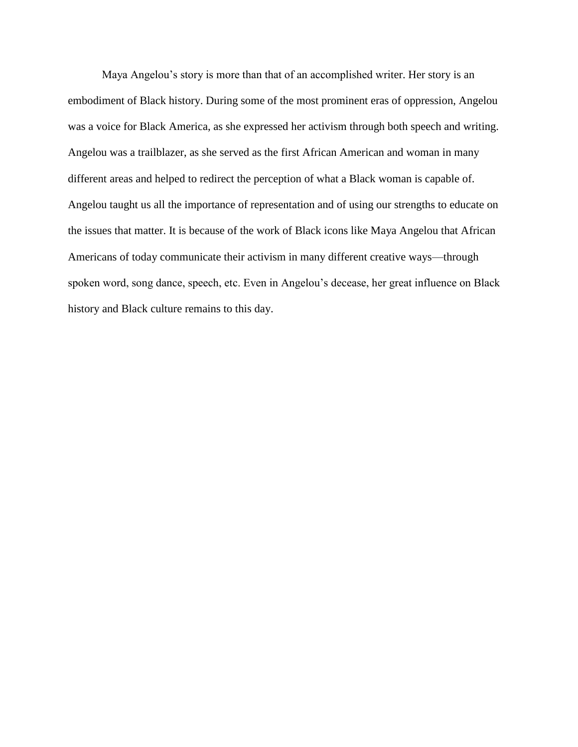Maya Angelou's story is more than that of an accomplished writer. Her story is an embodiment of Black history. During some of the most prominent eras of oppression, Angelou was a voice for Black America, as she expressed her activism through both speech and writing. Angelou was a trailblazer, as she served as the first African American and woman in many different areas and helped to redirect the perception of what a Black woman is capable of. Angelou taught us all the importance of representation and of using our strengths to educate on the issues that matter. It is because of the work of Black icons like Maya Angelou that African Americans of today communicate their activism in many different creative ways—through spoken word, song dance, speech, etc. Even in Angelou's decease, her great influence on Black history and Black culture remains to this day.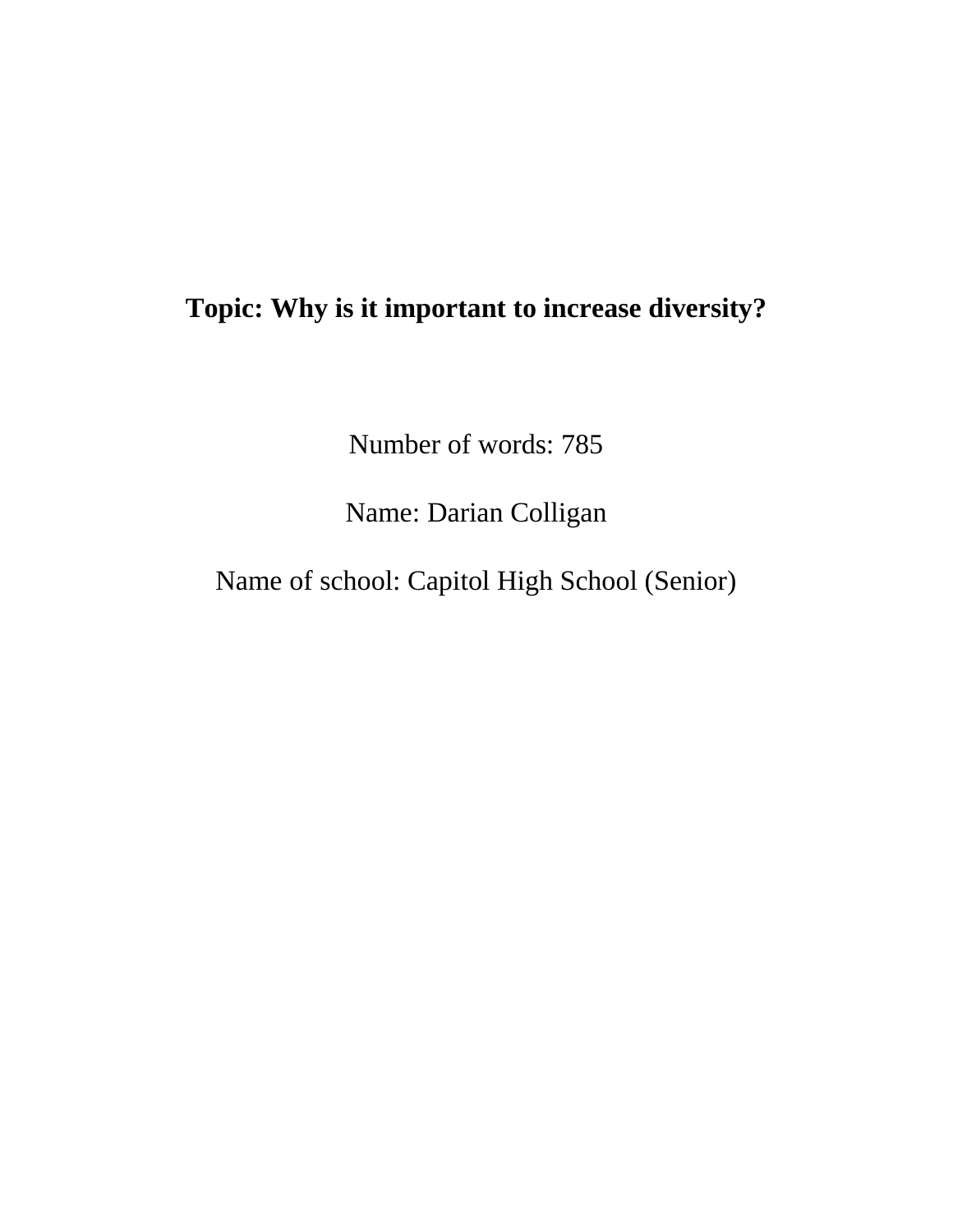**Topic: Why is it important to increase diversity?**

Number of words: 785

Name: Darian Colligan

Name of school: Capitol High School (Senior)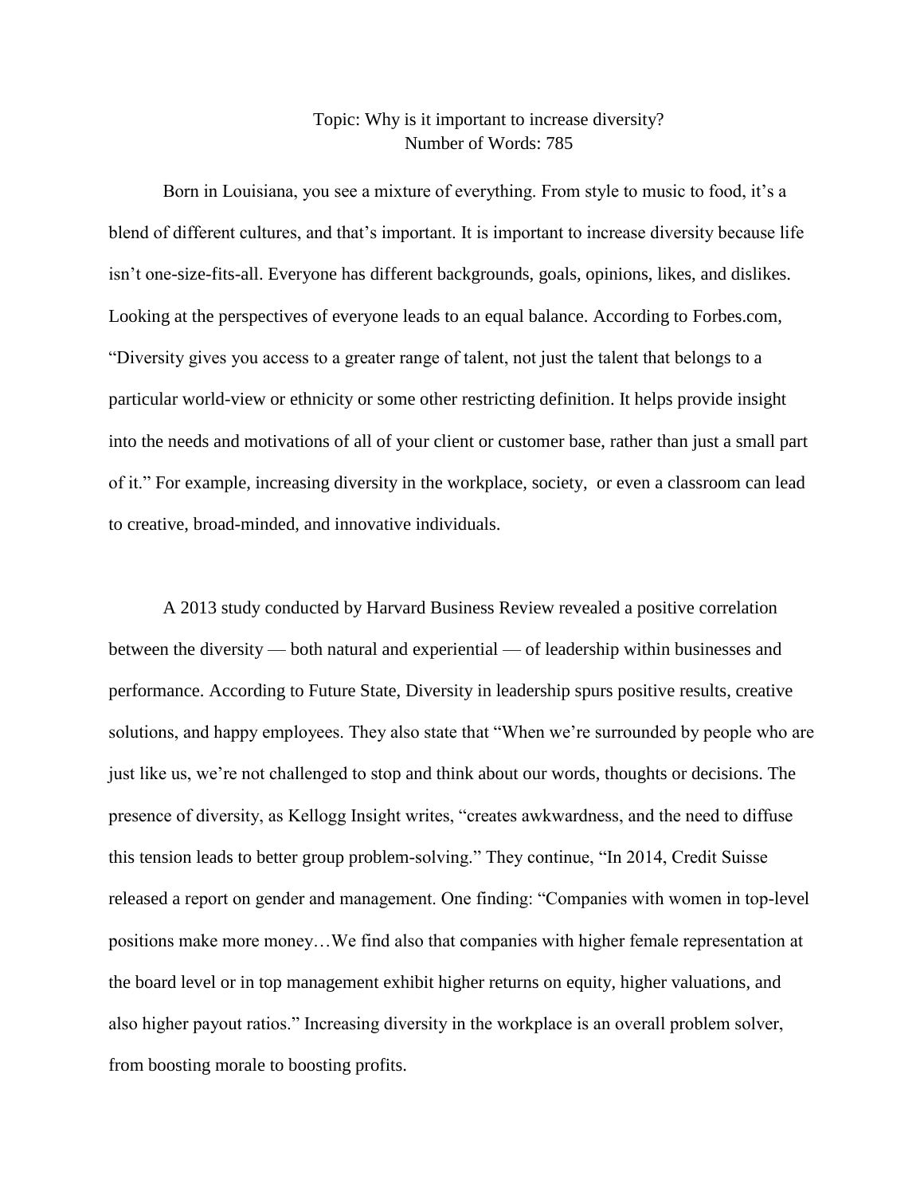Topic: Why is it important to increase diversity?
Number of Words: 785

Born in Louisiana, you see a mixture of everything. From style to music to food, it's a blend of different cultures, and that's important. It is important to increase diversity because life isn't one-size-fits-all. Everyone has different backgrounds, goals, opinions, likes, and dislikes. Looking at the perspectives of everyone leads to an equal balance. According to Forbes.com, "Diversity gives you access to a greater range of talent, not just the talent that belongs to a particular world-view or ethnicity or some other restricting definition. It helps provide insight into the needs and motivations of all of your client or customer base, rather than just a small part of it." For example, increasing diversity in the workplace, society, or even a classroom can lead to creative, broad-minded, and innovative individuals.

A 2013 study conducted by Harvard Business Review revealed a positive correlation between the diversity — both natural and experiential — of leadership within businesses and performance. According to Future State, Diversity in leadership spurs positive results, creative solutions, and happy employees. They also state that "When we're surrounded by people who are just like us, we're not challenged to stop and think about our words, thoughts or decisions. The presence of diversity, as Kellogg Insight writes, "creates awkwardness, and the need to diffuse this tension leads to better group problem-solving." They continue, "In 2014, Credit Suisse released a report on gender and management. One finding: "Companies with women in top-level positions make more money…We find also that companies with higher female representation at the board level or in top management exhibit higher returns on equity, higher valuations, and also higher payout ratios." Increasing diversity in the workplace is an overall problem solver, from boosting morale to boosting profits.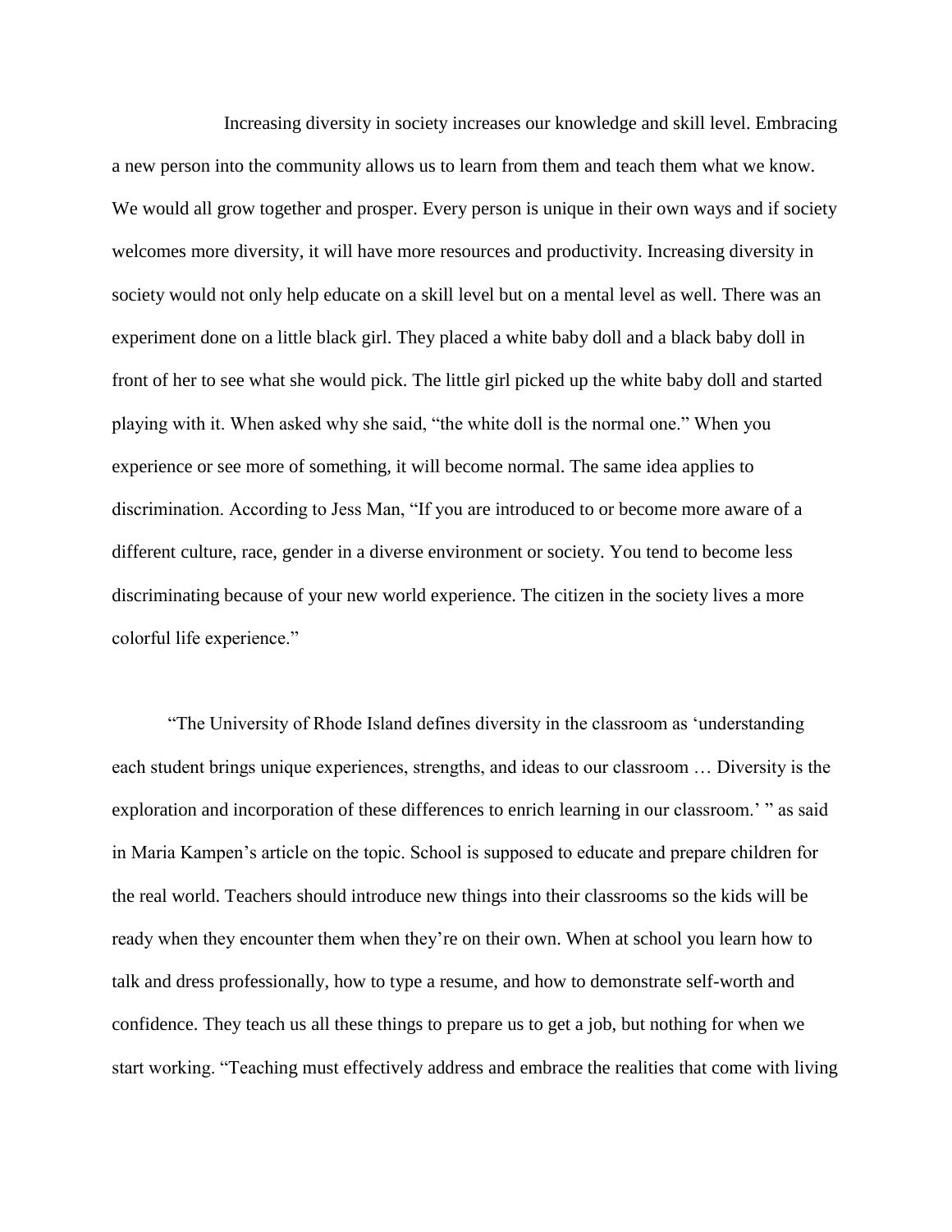Increasing diversity in society increases our knowledge and skill level. Embracing a new person into the community allows us to learn from them and teach them what we know. We would all grow together and prosper. Every person is unique in their own ways and if society welcomes more diversity, it will have more resources and productivity. Increasing diversity in society would not only help educate on a skill level but on a mental level as well. There was an experiment done on a little black girl. They placed a white baby doll and a black baby doll in front of her to see what she would pick. The little girl picked up the white baby doll and started playing with it. When asked why she said, "the white doll is the normal one." When you experience or see more of something, it will become normal. The same idea applies to discrimination. According to Jess Man, "If you are introduced to or become more aware of a different culture, race, gender in a diverse environment or society. You tend to become less discriminating because of your new world experience. The citizen in the society lives a more colorful life experience."

"The University of Rhode Island defines diversity in the classroom as 'understanding each student brings unique experiences, strengths, and ideas to our classroom … Diversity is the exploration and incorporation of these differences to enrich learning in our classroom.' " as said in Maria Kampen's article on the topic. School is supposed to educate and prepare children for the real world. Teachers should introduce new things into their classrooms so the kids will be ready when they encounter them when they're on their own. When at school you learn how to talk and dress professionally, how to type a resume, and how to demonstrate self-worth and confidence. They teach us all these things to prepare us to get a job, but nothing for when we start working. "Teaching must effectively address and embrace the realities that come with living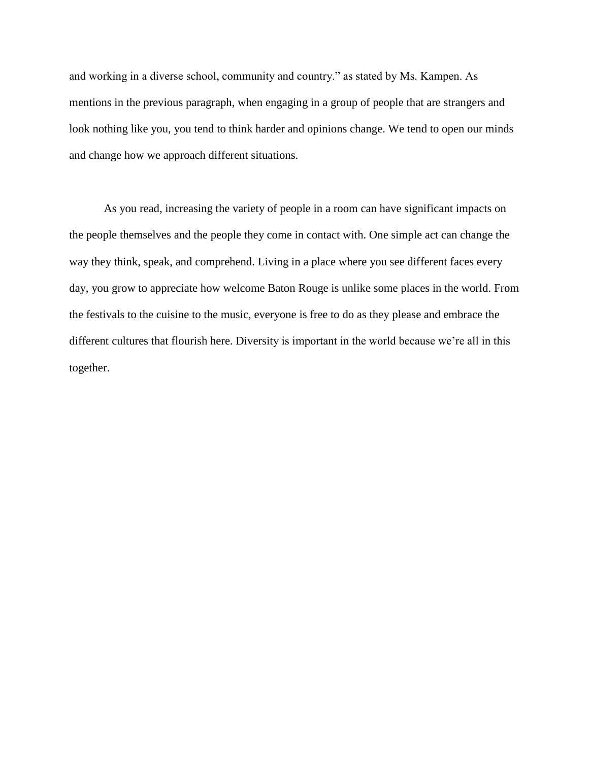and working in a diverse school, community and country." as stated by Ms. Kampen. As mentions in the previous paragraph, when engaging in a group of people that are strangers and look nothing like you, you tend to think harder and opinions change. We tend to open our minds and change how we approach different situations.

As you read, increasing the variety of people in a room can have significant impacts on the people themselves and the people they come in contact with. One simple act can change the way they think, speak, and comprehend. Living in a place where you see different faces every day, you grow to appreciate how welcome Baton Rouge is unlike some places in the world. From the festivals to the cuisine to the music, everyone is free to do as they please and embrace the different cultures that flourish here. Diversity is important in the world because we're all in this together.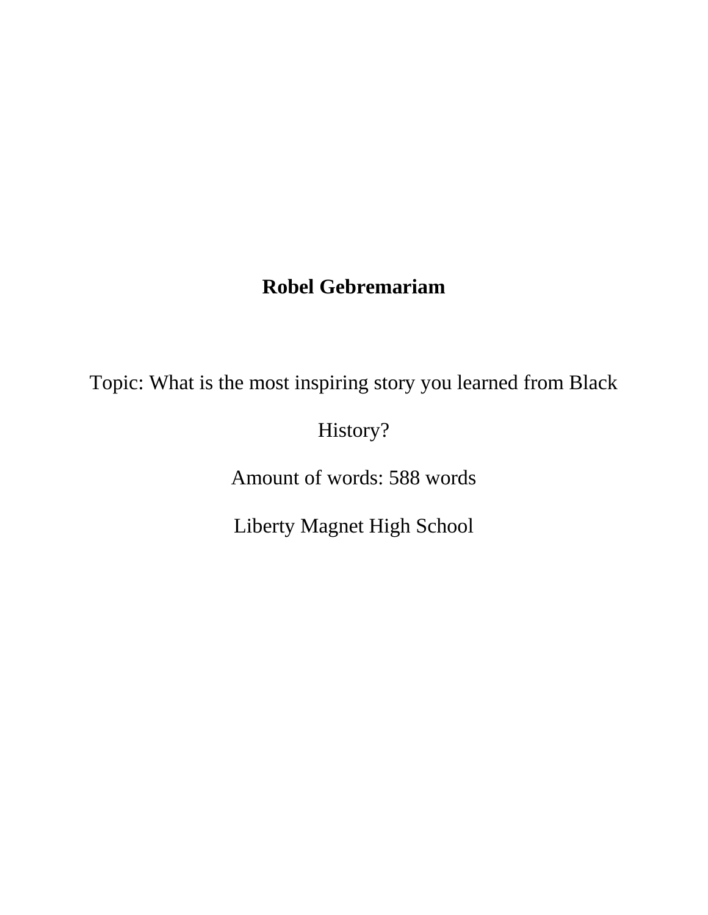**Robel Gebremariam**

Topic: What is the most inspiring story you learned from Black History?

Amount of words: 588 words

Liberty Magnet High School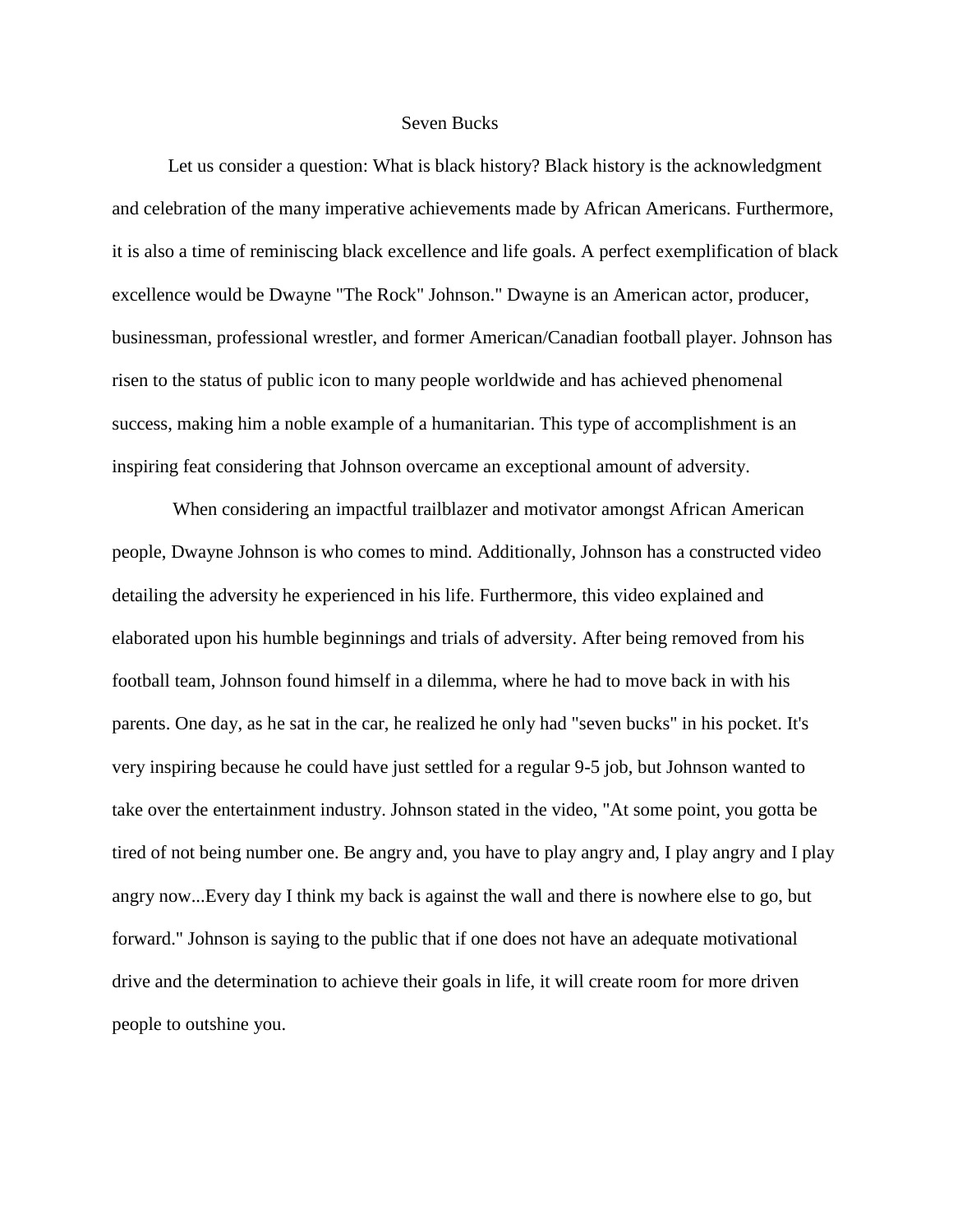# Seven Bucks

Let us consider a question: What is black history? Black history is the acknowledgment and celebration of the many imperative achievements made by African Americans. Furthermore, it is also a time of reminiscing black excellence and life goals. A perfect exemplification of black excellence would be Dwayne "The Rock" Johnson." Dwayne is an American actor, producer, businessman, professional wrestler, and former American/Canadian football player. Johnson has risen to the status of public icon to many people worldwide and has achieved phenomenal success, making him a noble example of a humanitarian. This type of accomplishment is an inspiring feat considering that Johnson overcame an exceptional amount of adversity.

When considering an impactful trailblazer and motivator amongst African American people, Dwayne Johnson is who comes to mind. Additionally, Johnson has a constructed video detailing the adversity he experienced in his life. Furthermore, this video explained and elaborated upon his humble beginnings and trials of adversity. After being removed from his football team, Johnson found himself in a dilemma, where he had to move back in with his parents. One day, as he sat in the car, he realized he only had "seven bucks" in his pocket. It's very inspiring because he could have just settled for a regular 9-5 job, but Johnson wanted to take over the entertainment industry. Johnson stated in the video, "At some point, you gotta be tired of not being number one. Be angry and, you have to play angry and, I play angry and I play angry now...Every day I think my back is against the wall and there is nowhere else to go, but forward." Johnson is saying to the public that if one does not have an adequate motivational drive and the determination to achieve their goals in life, it will create room for more driven people to outshine you.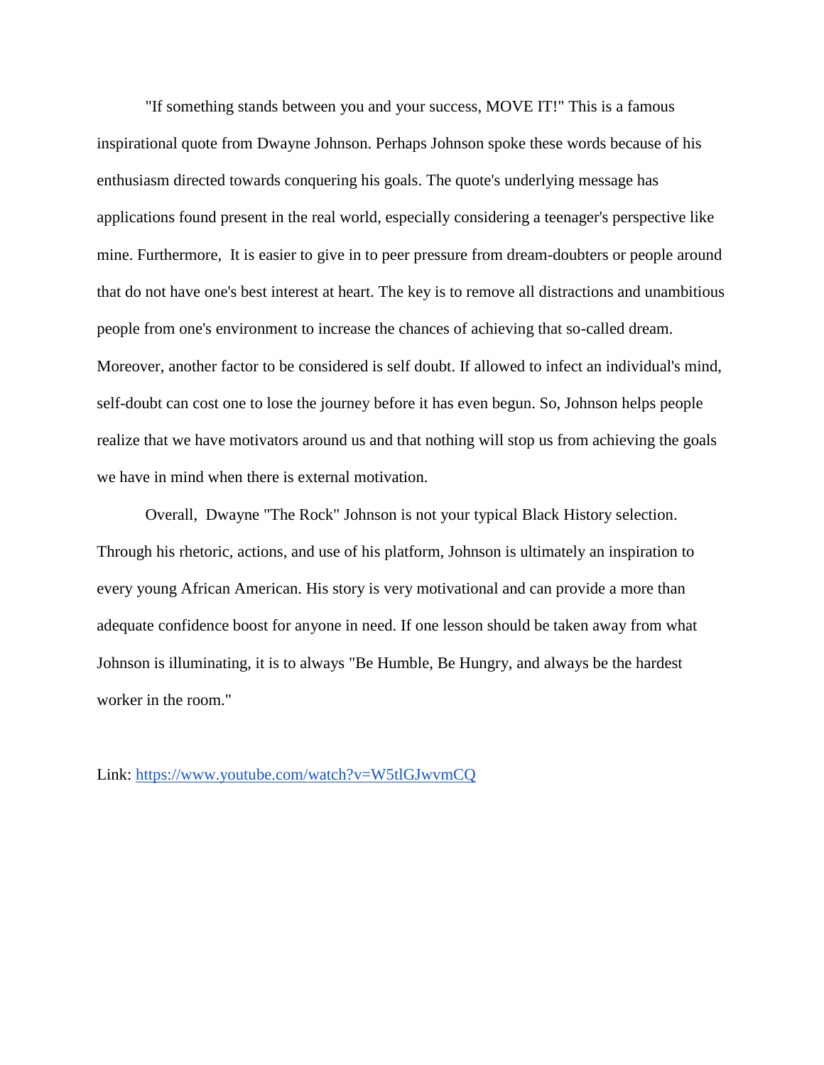"If something stands between you and your success, MOVE IT!" This is a famous inspirational quote from Dwayne Johnson. Perhaps Johnson spoke these words because of his enthusiasm directed towards conquering his goals. The quote's underlying message has applications found present in the real world, especially considering a teenager's perspective like mine. Furthermore,  It is easier to give in to peer pressure from dream-doubters or people around that do not have one's best interest at heart. The key is to remove all distractions and unambitious people from one's environment to increase the chances of achieving that so-called dream. Moreover, another factor to be considered is self doubt. If allowed to infect an individual's mind, self-doubt can cost one to lose the journey before it has even begun. So, Johnson helps people realize that we have motivators around us and that nothing will stop us from achieving the goals we have in mind when there is external motivation.

Overall,  Dwayne "The Rock" Johnson is not your typical Black History selection. Through his rhetoric, actions, and use of his platform, Johnson is ultimately an inspiration to every young African American. His story is very motivational and can provide a more than adequate confidence boost for anyone in need. If one lesson should be taken away from what Johnson is illuminating, it is to always "Be Humble, Be Hungry, and always be the hardest worker in the room."

Link: https://www.youtube.com/watch?v=W5tlGJwvmCQ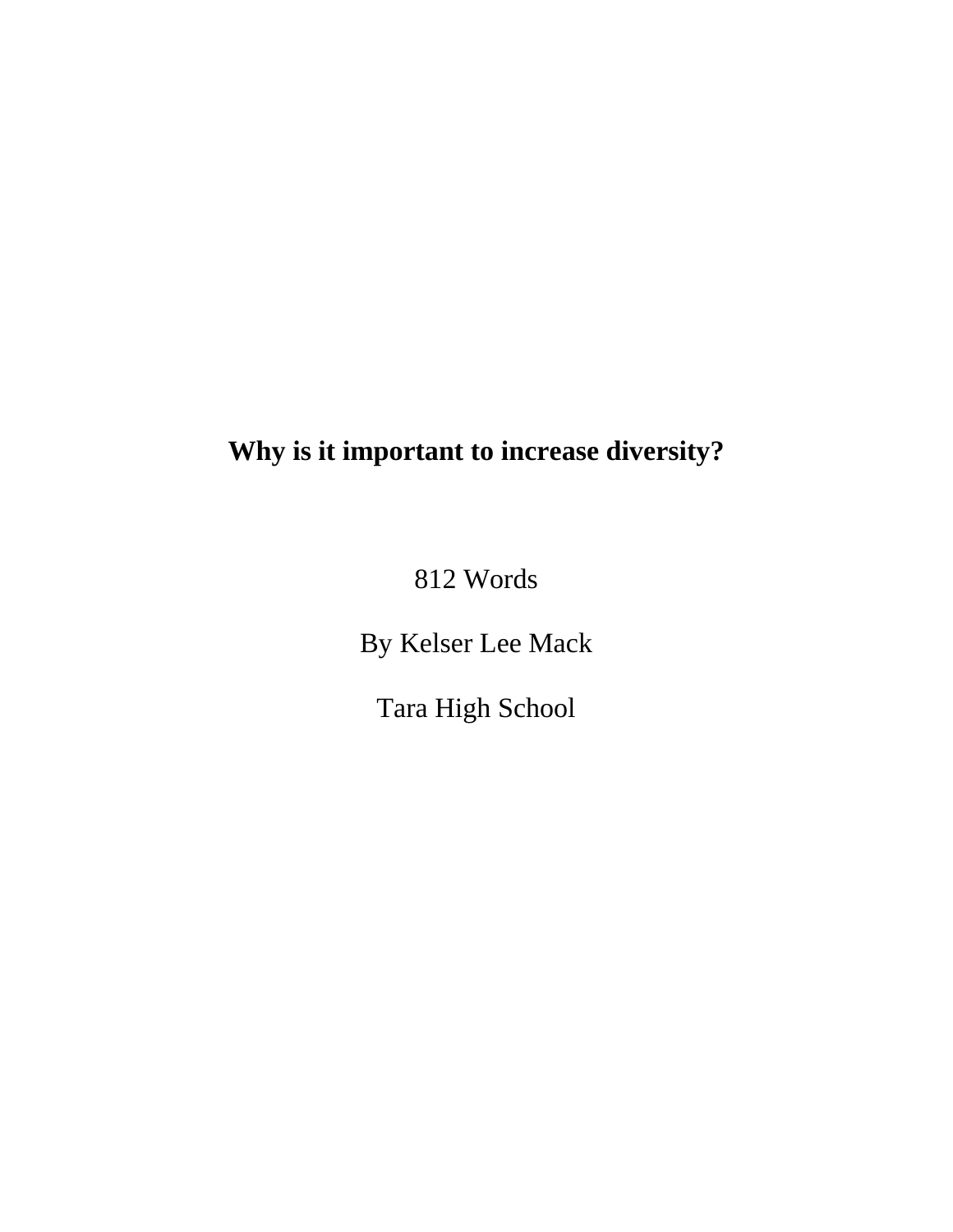# Why is it important to increase diversity?

812 Words

By Kelser Lee Mack

Tara High School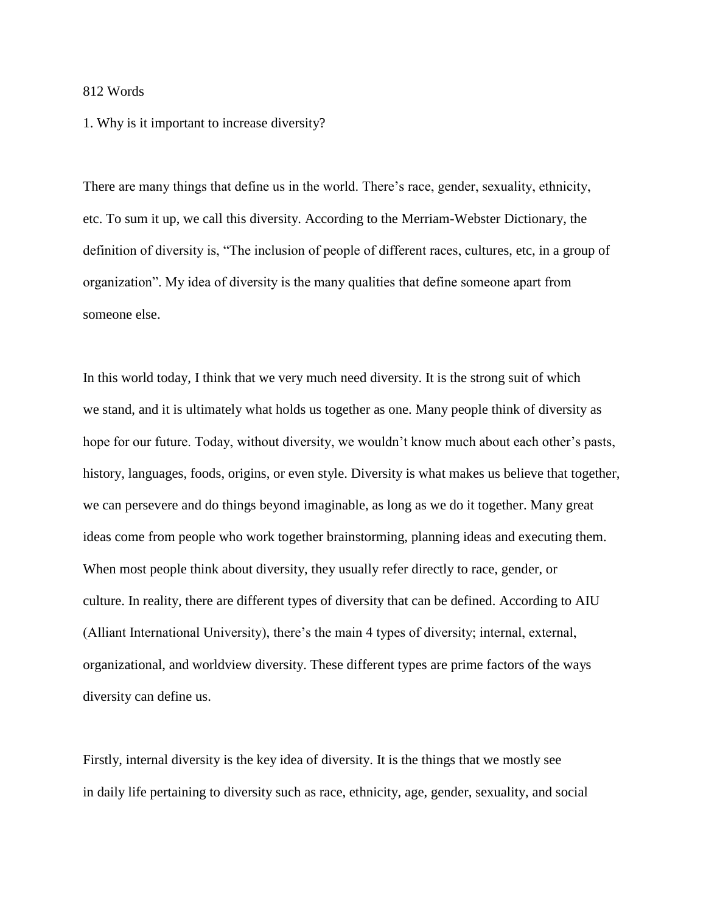812 Words

1. Why is it important to increase diversity?

There are many things that define us in the world. There's race, gender, sexuality, ethnicity, etc. To sum it up, we call this diversity. According to the Merriam-Webster Dictionary, the definition of diversity is, "The inclusion of people of different races, cultures, etc, in a group of organization". My idea of diversity is the many qualities that define someone apart from someone else.

In this world today, I think that we very much need diversity. It is the strong suit of which we stand, and it is ultimately what holds us together as one. Many people think of diversity as hope for our future. Today, without diversity, we wouldn't know much about each other's pasts, history, languages, foods, origins, or even style. Diversity is what makes us believe that together, we can persevere and do things beyond imaginable, as long as we do it together. Many great ideas come from people who work together brainstorming, planning ideas and executing them. When most people think about diversity, they usually refer directly to race, gender, or culture. In reality, there are different types of diversity that can be defined. According to AIU (Alliant International University), there's the main 4 types of diversity; internal, external, organizational, and worldview diversity. These different types are prime factors of the ways diversity can define us.

Firstly, internal diversity is the key idea of diversity. It is the things that we mostly see in daily life pertaining to diversity such as race, ethnicity, age, gender, sexuality, and social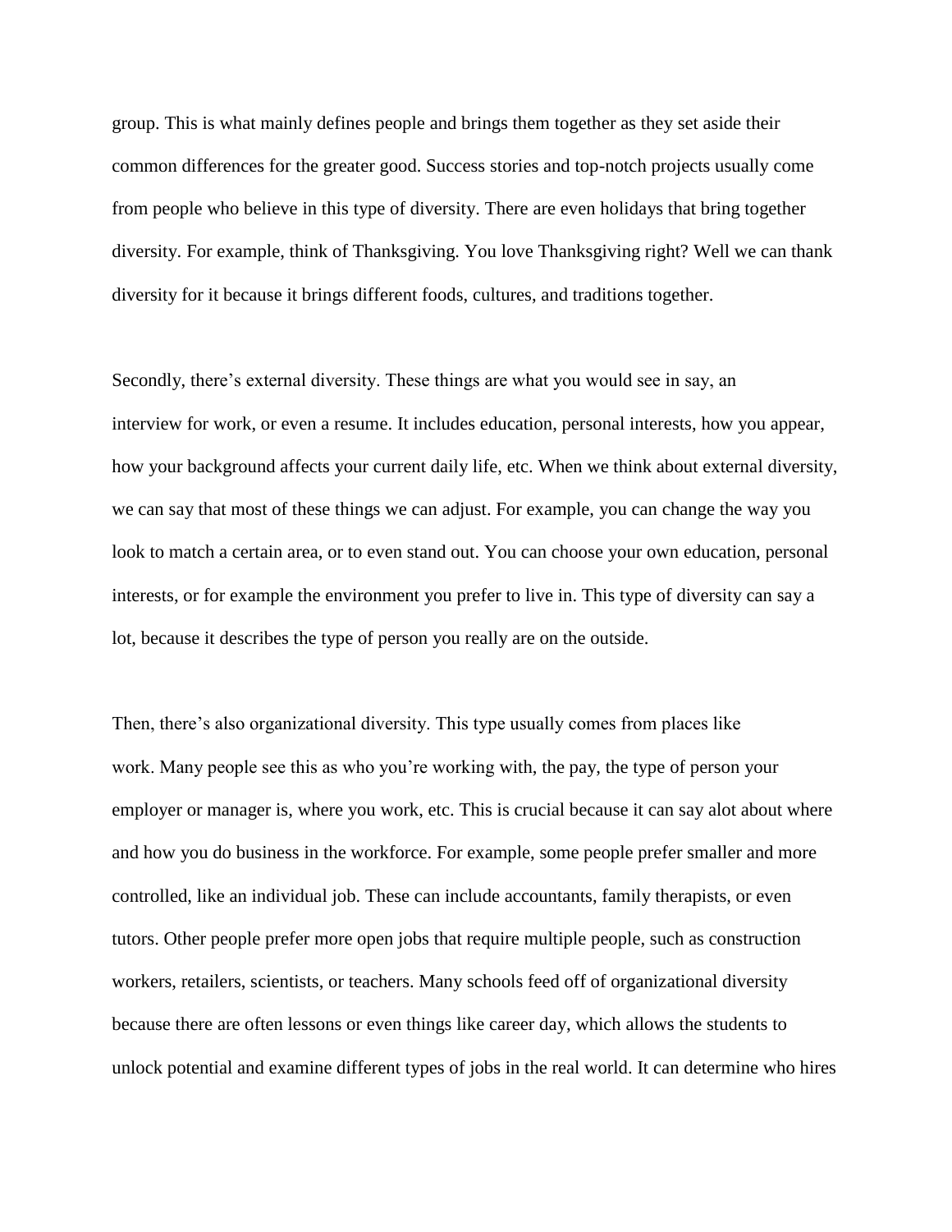group. This is what mainly defines people and brings them together as they set aside their common differences for the greater good. Success stories and top-notch projects usually come from people who believe in this type of diversity. There are even holidays that bring together diversity. For example, think of Thanksgiving. You love Thanksgiving right? Well we can thank diversity for it because it brings different foods, cultures, and traditions together.

Secondly, there's external diversity. These things are what you would see in say, an interview for work, or even a resume. It includes education, personal interests, how you appear, how your background affects your current daily life, etc. When we think about external diversity, we can say that most of these things we can adjust. For example, you can change the way you look to match a certain area, or to even stand out. You can choose your own education, personal interests, or for example the environment you prefer to live in. This type of diversity can say a lot, because it describes the type of person you really are on the outside.

Then, there's also organizational diversity. This type usually comes from places like work. Many people see this as who you're working with, the pay, the type of person your employer or manager is, where you work, etc. This is crucial because it can say alot about where and how you do business in the workforce. For example, some people prefer smaller and more controlled, like an individual job. These can include accountants, family therapists, or even tutors. Other people prefer more open jobs that require multiple people, such as construction workers, retailers, scientists, or teachers. Many schools feed off of organizational diversity because there are often lessons or even things like career day, which allows the students to unlock potential and examine different types of jobs in the real world. It can determine who hires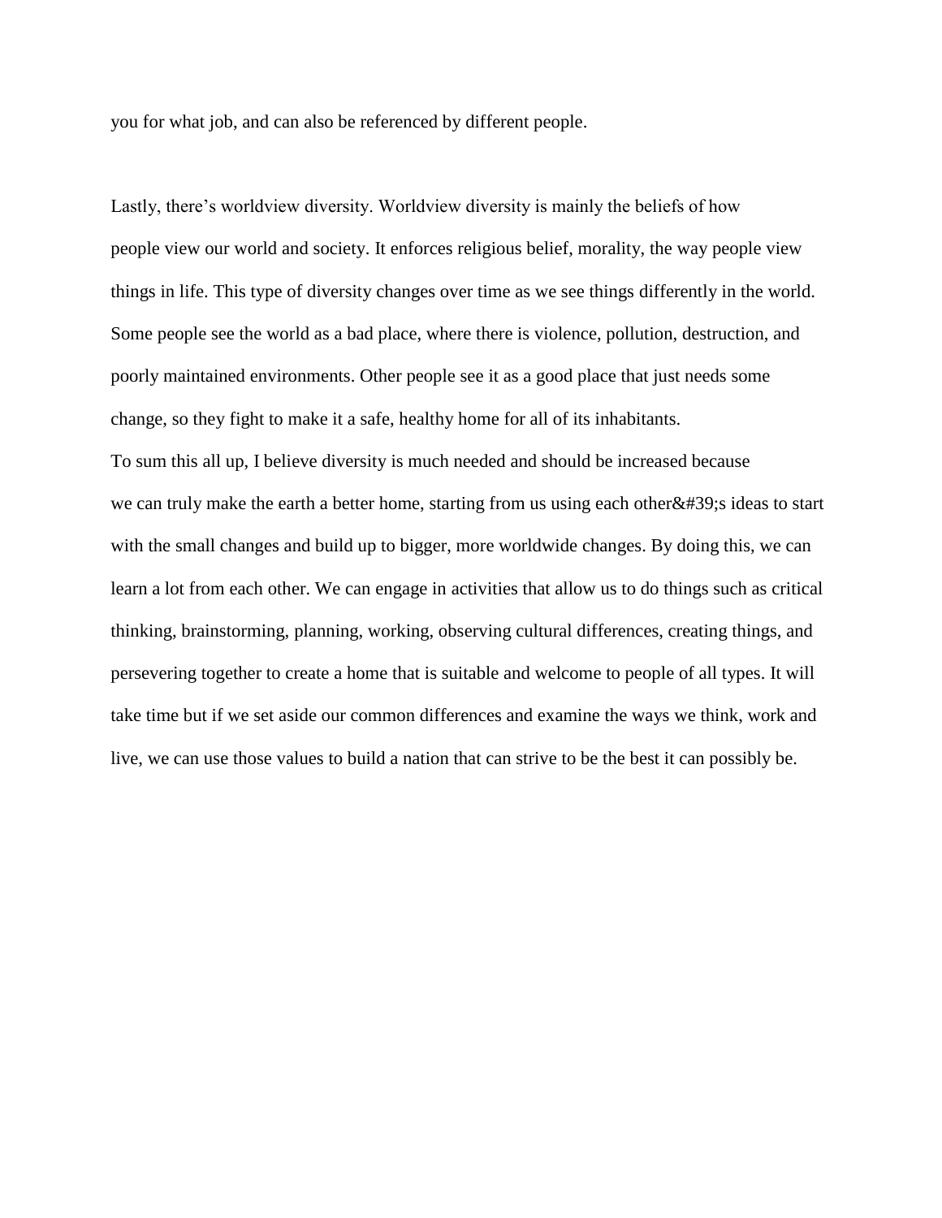you for what job, and can also be referenced by different people.

Lastly, there’s worldview diversity. Worldview diversity is mainly the beliefs of how people view our world and society. It enforces religious belief, morality, the way people view things in life. This type of diversity changes over time as we see things differently in the world. Some people see the world as a bad place, where there is violence, pollution, destruction, and poorly maintained environments. Other people see it as a good place that just needs some change, so they fight to make it a safe, healthy home for all of its inhabitants.

To sum this all up, I believe diversity is much needed and should be increased because we can truly make the earth a better home, starting from us using each other&#39;s ideas to start with the small changes and build up to bigger, more worldwide changes. By doing this, we can learn a lot from each other. We can engage in activities that allow us to do things such as critical thinking, brainstorming, planning, working, observing cultural differences, creating things, and persevering together to create a home that is suitable and welcome to people of all types. It will take time but if we set aside our common differences and examine the ways we think, work and live, we can use those values to build a nation that can strive to be the best it can possibly be.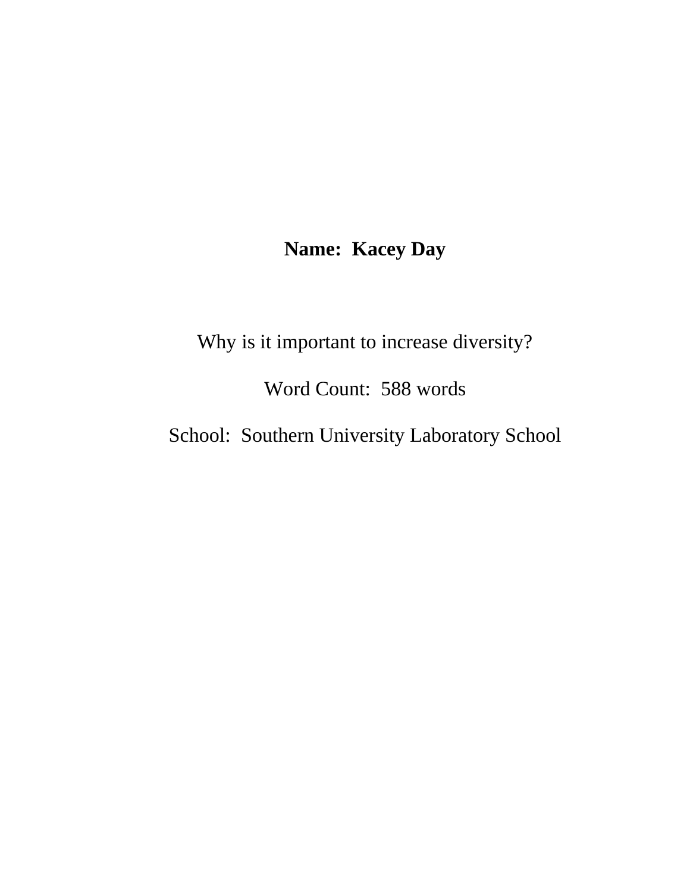**Name: Kacey Day**

Why is it important to increase diversity?

Word Count: 588 words

School: Southern University Laboratory School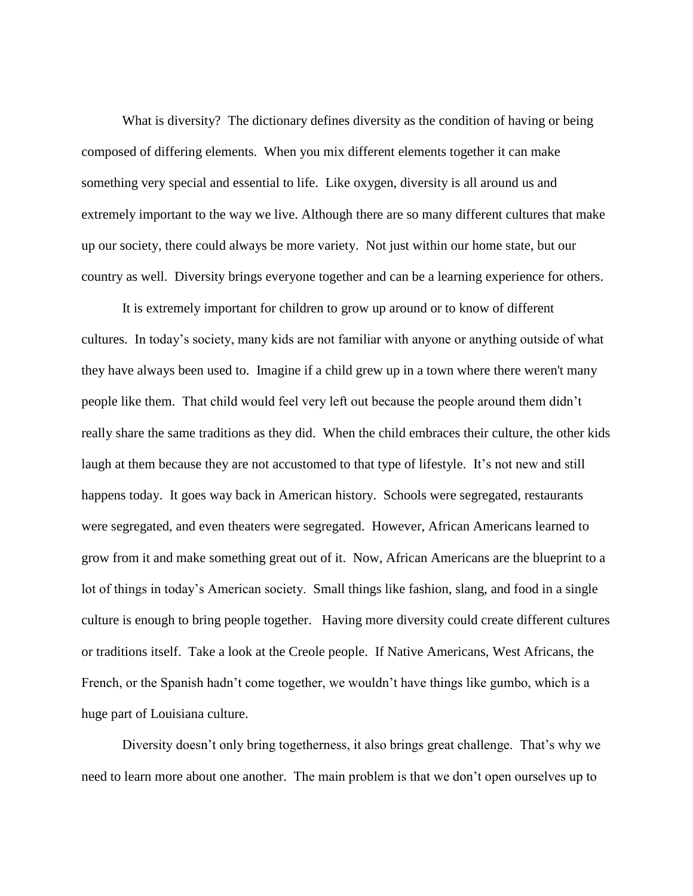What is diversity? The dictionary defines diversity as the condition of having or being composed of differing elements. When you mix different elements together it can make something very special and essential to life. Like oxygen, diversity is all around us and extremely important to the way we live. Although there are so many different cultures that make up our society, there could always be more variety. Not just within our home state, but our country as well. Diversity brings everyone together and can be a learning experience for others.

It is extremely important for children to grow up around or to know of different cultures. In today's society, many kids are not familiar with anyone or anything outside of what they have always been used to. Imagine if a child grew up in a town where there weren't many people like them. That child would feel very left out because the people around them didn't really share the same traditions as they did. When the child embraces their culture, the other kids laugh at them because they are not accustomed to that type of lifestyle. It's not new and still happens today. It goes way back in American history. Schools were segregated, restaurants were segregated, and even theaters were segregated. However, African Americans learned to grow from it and make something great out of it. Now, African Americans are the blueprint to a lot of things in today's American society. Small things like fashion, slang, and food in a single culture is enough to bring people together. Having more diversity could create different cultures or traditions itself. Take a look at the Creole people. If Native Americans, West Africans, the French, or the Spanish hadn't come together, we wouldn't have things like gumbo, which is a huge part of Louisiana culture.

Diversity doesn't only bring togetherness, it also brings great challenge. That's why we need to learn more about one another. The main problem is that we don't open ourselves up to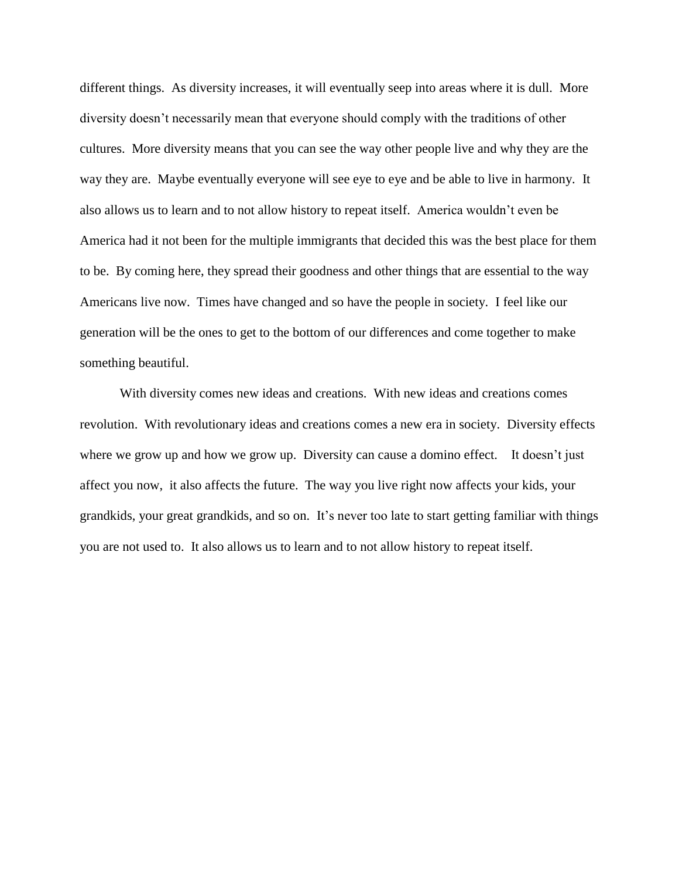different things. As diversity increases, it will eventually seep into areas where it is dull. More diversity doesn't necessarily mean that everyone should comply with the traditions of other cultures. More diversity means that you can see the way other people live and why they are the way they are. Maybe eventually everyone will see eye to eye and be able to live in harmony. It also allows us to learn and to not allow history to repeat itself. America wouldn't even be America had it not been for the multiple immigrants that decided this was the best place for them to be. By coming here, they spread their goodness and other things that are essential to the way Americans live now. Times have changed and so have the people in society. I feel like our generation will be the ones to get to the bottom of our differences and come together to make something beautiful.

With diversity comes new ideas and creations. With new ideas and creations comes revolution. With revolutionary ideas and creations comes a new era in society. Diversity effects where we grow up and how we grow up. Diversity can cause a domino effect. It doesn't just affect you now, it also affects the future. The way you live right now affects your kids, your grandkids, your great grandkids, and so on. It's never too late to start getting familiar with things you are not used to. It also allows us to learn and to not allow history to repeat itself.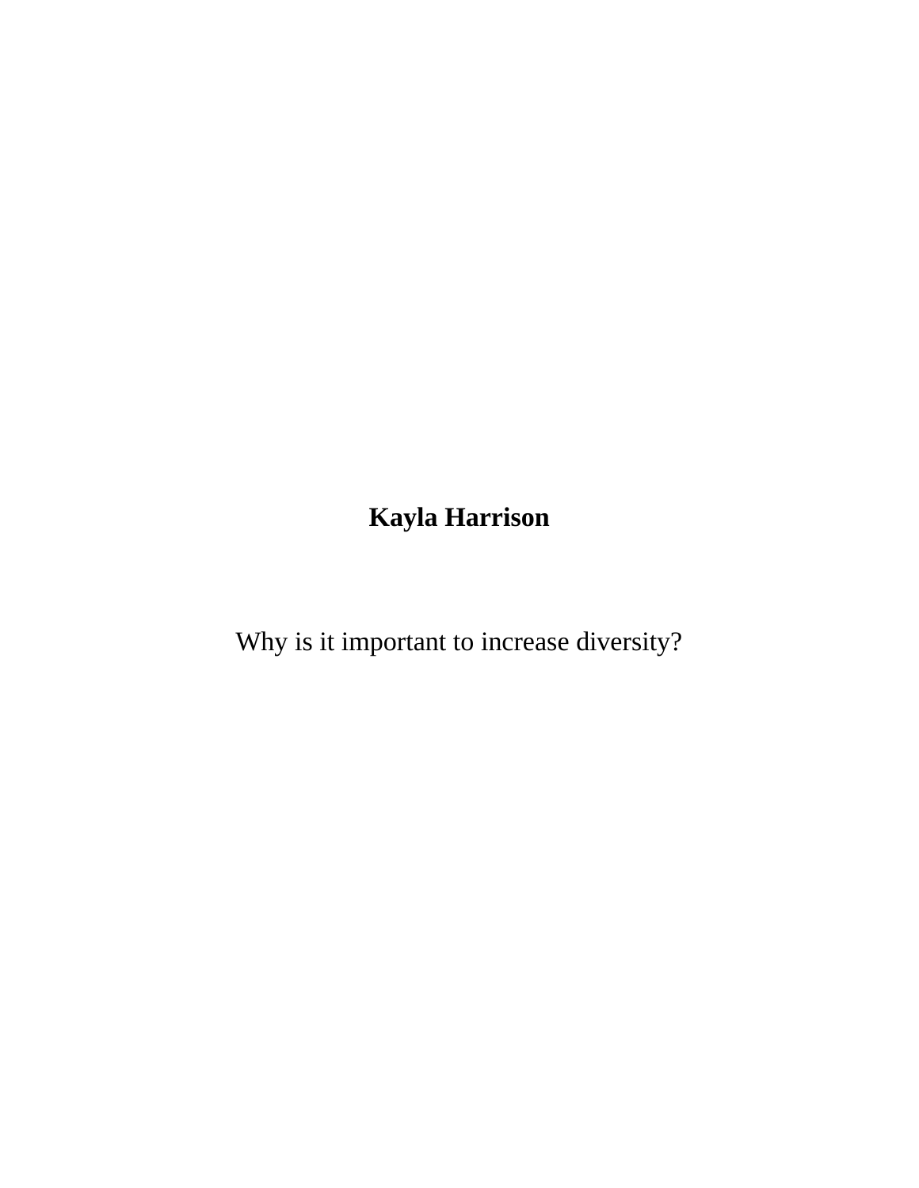**Kayla Harrison**

Why is it important to increase diversity?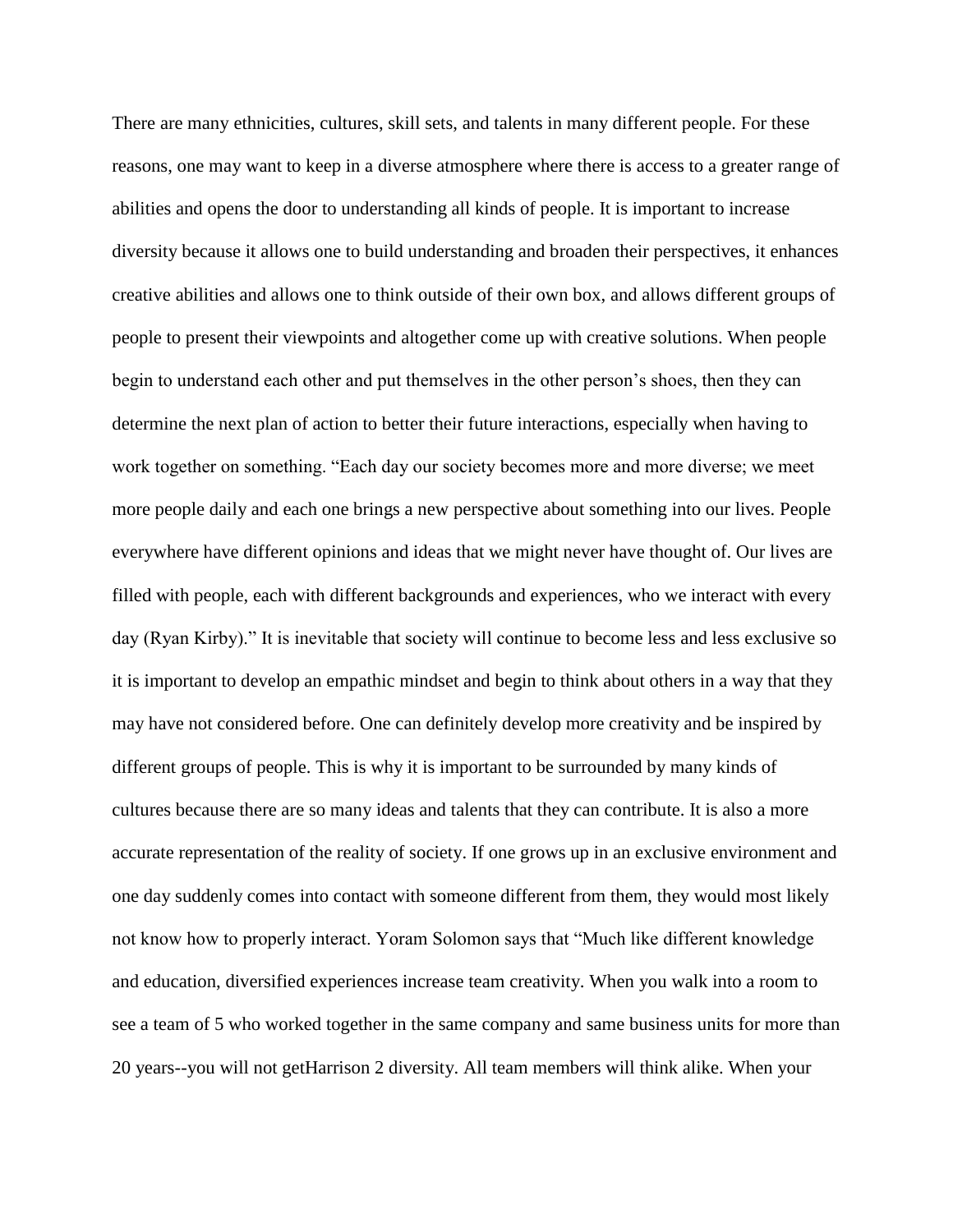There are many ethnicities, cultures, skill sets, and talents in many different people. For these reasons, one may want to keep in a diverse atmosphere where there is access to a greater range of abilities and opens the door to understanding all kinds of people. It is important to increase diversity because it allows one to build understanding and broaden their perspectives, it enhances creative abilities and allows one to think outside of their own box, and allows different groups of people to present their viewpoints and altogether come up with creative solutions. When people begin to understand each other and put themselves in the other person's shoes, then they can determine the next plan of action to better their future interactions, especially when having to work together on something. "Each day our society becomes more and more diverse; we meet more people daily and each one brings a new perspective about something into our lives. People everywhere have different opinions and ideas that we might never have thought of. Our lives are filled with people, each with different backgrounds and experiences, who we interact with every day (Ryan Kirby)." It is inevitable that society will continue to become less and less exclusive so it is important to develop an empathic mindset and begin to think about others in a way that they may have not considered before. One can definitely develop more creativity and be inspired by different groups of people. This is why it is important to be surrounded by many kinds of cultures because there are so many ideas and talents that they can contribute. It is also a more accurate representation of the reality of society. If one grows up in an exclusive environment and one day suddenly comes into contact with someone different from them, they would most likely not know how to properly interact. Yoram Solomon says that "Much like different knowledge and education, diversified experiences increase team creativity. When you walk into a room to see a team of 5 who worked together in the same company and same business units for more than 20 years--you will not get diversity. All team members will think alike. When your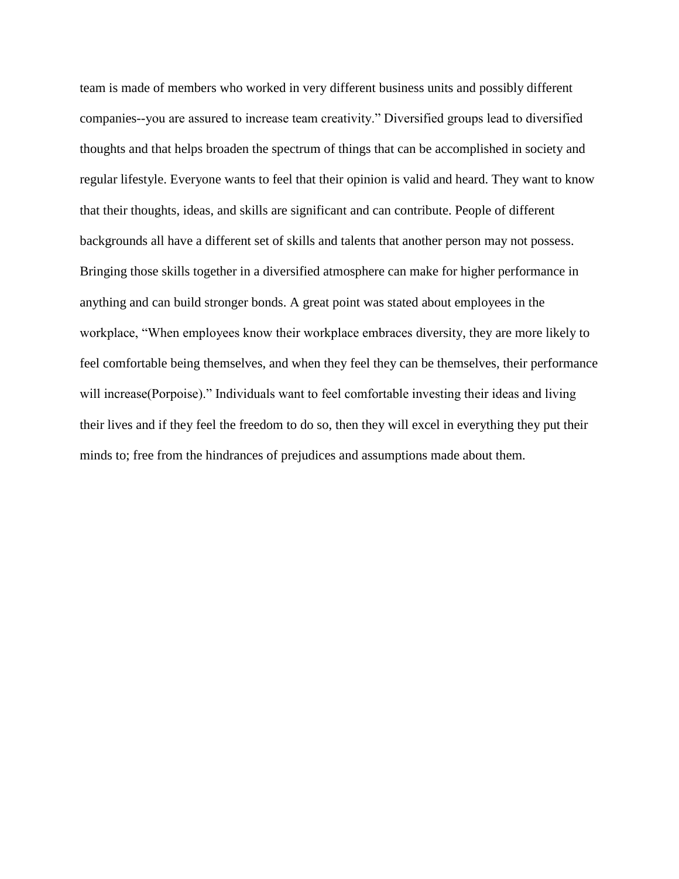team is made of members who worked in very different business units and possibly different companies--you are assured to increase team creativity." Diversified groups lead to diversified thoughts and that helps broaden the spectrum of things that can be accomplished in society and regular lifestyle. Everyone wants to feel that their opinion is valid and heard. They want to know that their thoughts, ideas, and skills are significant and can contribute. People of different backgrounds all have a different set of skills and talents that another person may not possess. Bringing those skills together in a diversified atmosphere can make for higher performance in anything and can build stronger bonds. A great point was stated about employees in the workplace, "When employees know their workplace embraces diversity, they are more likely to feel comfortable being themselves, and when they feel they can be themselves, their performance will increase(Porpoise)." Individuals want to feel comfortable investing their ideas and living their lives and if they feel the freedom to do so, then they will excel in everything they put their minds to; free from the hindrances of prejudices and assumptions made about them.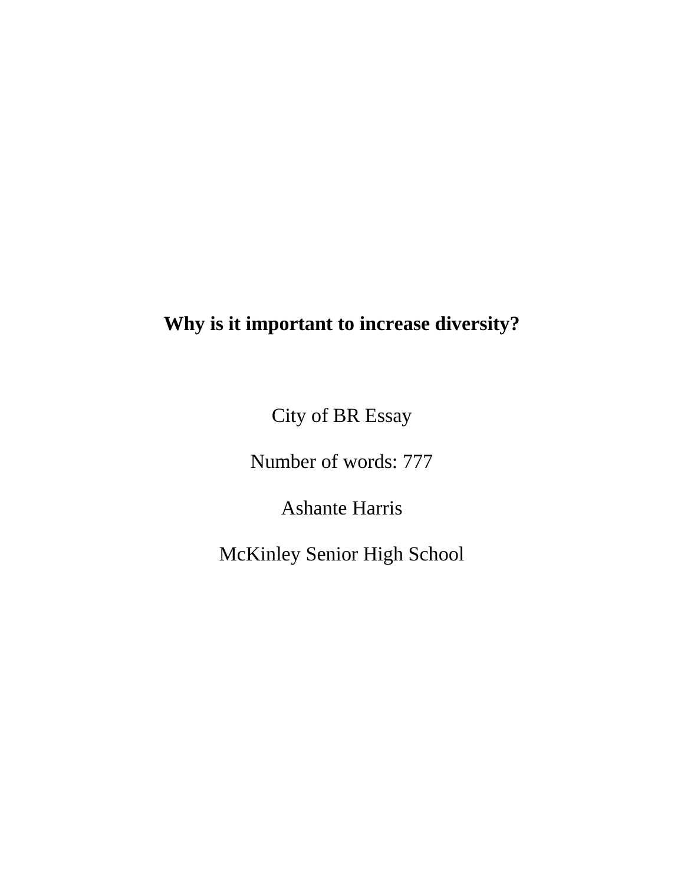# Why is it important to increase diversity?

City of BR Essay

Number of words: 777

Ashante Harris

McKinley Senior High School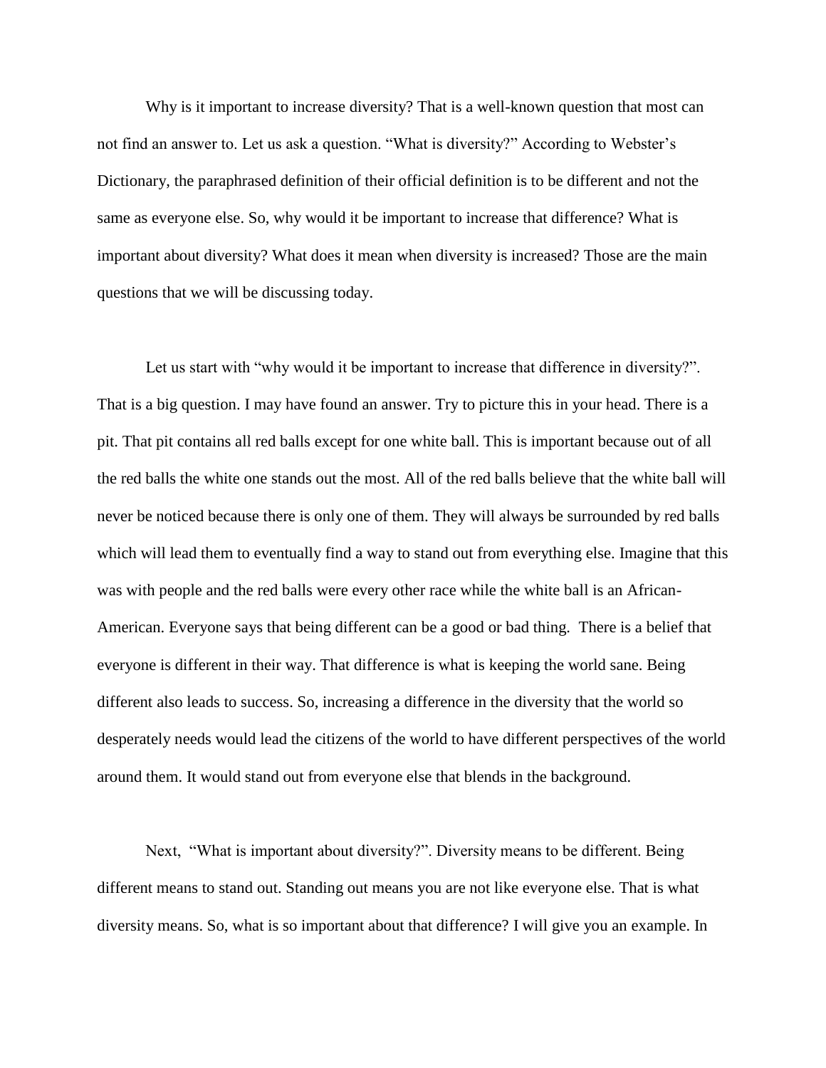Why is it important to increase diversity? That is a well-known question that most can not find an answer to. Let us ask a question. "What is diversity?" According to Webster's Dictionary, the paraphrased definition of their official definition is to be different and not the same as everyone else. So, why would it be important to increase that difference? What is important about diversity? What does it mean when diversity is increased? Those are the main questions that we will be discussing today.

Let us start with "why would it be important to increase that difference in diversity?". That is a big question. I may have found an answer. Try to picture this in your head. There is a pit. That pit contains all red balls except for one white ball. This is important because out of all the red balls the white one stands out the most. All of the red balls believe that the white ball will never be noticed because there is only one of them. They will always be surrounded by red balls which will lead them to eventually find a way to stand out from everything else. Imagine that this was with people and the red balls were every other race while the white ball is an African-American. Everyone says that being different can be a good or bad thing.  There is a belief that everyone is different in their way. That difference is what is keeping the world sane. Being different also leads to success. So, increasing a difference in the diversity that the world so desperately needs would lead the citizens of the world to have different perspectives of the world around them. It would stand out from everyone else that blends in the background.

Next,  "What is important about diversity?". Diversity means to be different. Being different means to stand out. Standing out means you are not like everyone else. That is what diversity means. So, what is so important about that difference? I will give you an example. In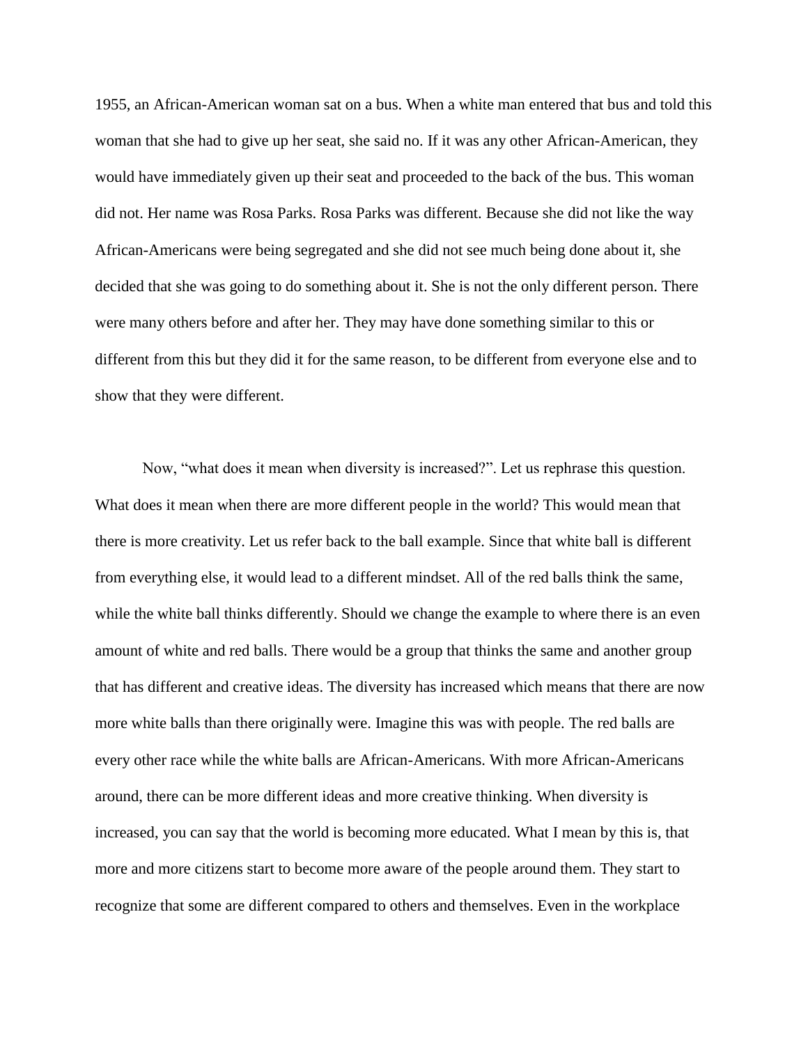1955, an African-American woman sat on a bus. When a white man entered that bus and told this woman that she had to give up her seat, she said no. If it was any other African-American, they would have immediately given up their seat and proceeded to the back of the bus. This woman did not. Her name was Rosa Parks. Rosa Parks was different. Because she did not like the way African-Americans were being segregated and she did not see much being done about it, she decided that she was going to do something about it. She is not the only different person. There were many others before and after her. They may have done something similar to this or different from this but they did it for the same reason, to be different from everyone else and to show that they were different.

Now, "what does it mean when diversity is increased?". Let us rephrase this question. What does it mean when there are more different people in the world? This would mean that there is more creativity. Let us refer back to the ball example. Since that white ball is different from everything else, it would lead to a different mindset. All of the red balls think the same, while the white ball thinks differently. Should we change the example to where there is an even amount of white and red balls. There would be a group that thinks the same and another group that has different and creative ideas. The diversity has increased which means that there are now more white balls than there originally were. Imagine this was with people. The red balls are every other race while the white balls are African-Americans. With more African-Americans around, there can be more different ideas and more creative thinking. When diversity is increased, you can say that the world is becoming more educated. What I mean by this is, that more and more citizens start to become more aware of the people around them. They start to recognize that some are different compared to others and themselves. Even in the workplace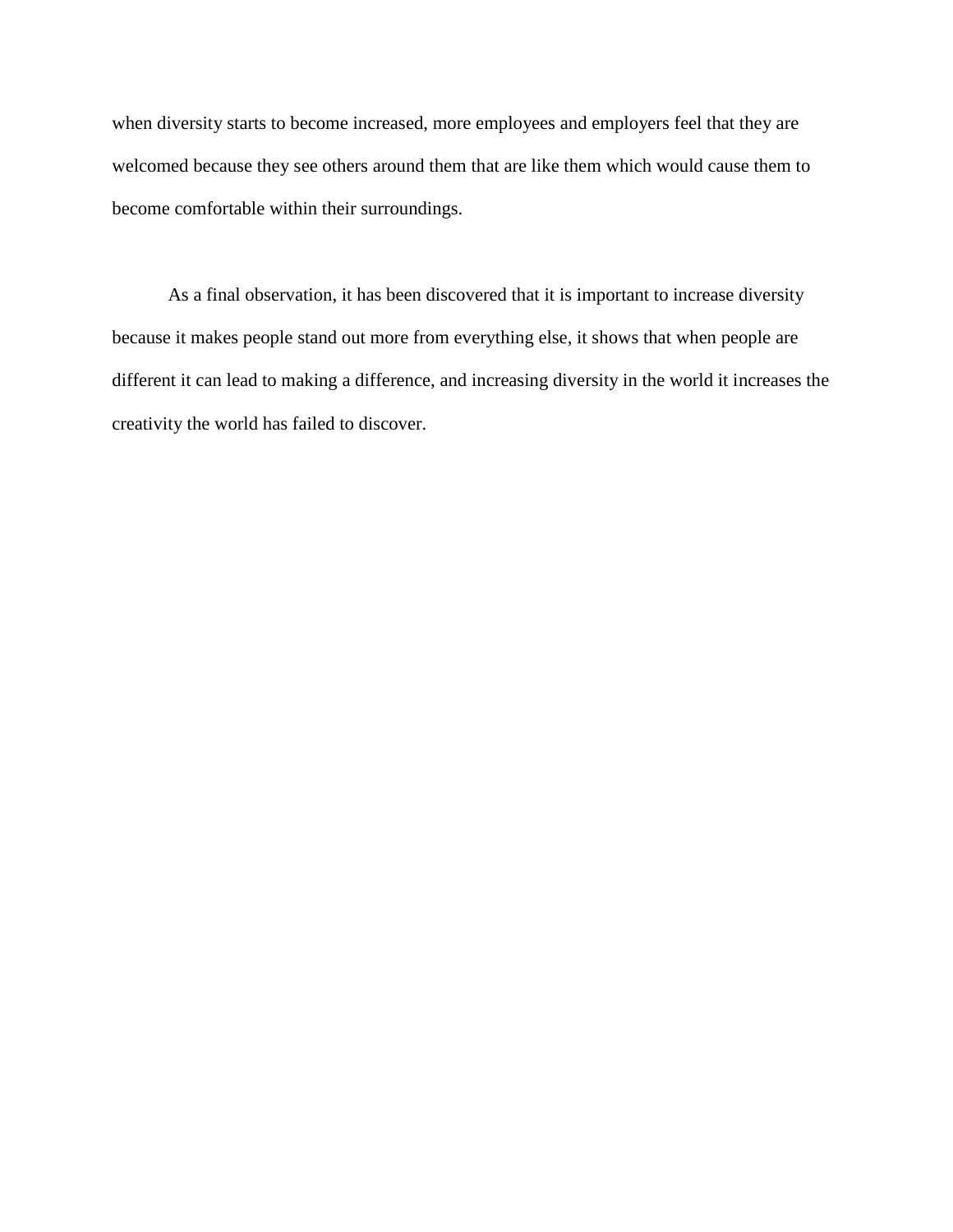when diversity starts to become increased, more employees and employers feel that they are welcomed because they see others around them that are like them which would cause them to become comfortable within their surroundings.

As a final observation, it has been discovered that it is important to increase diversity because it makes people stand out more from everything else, it shows that when people are different it can lead to making a difference, and increasing diversity in the world it increases the creativity the world has failed to discover.